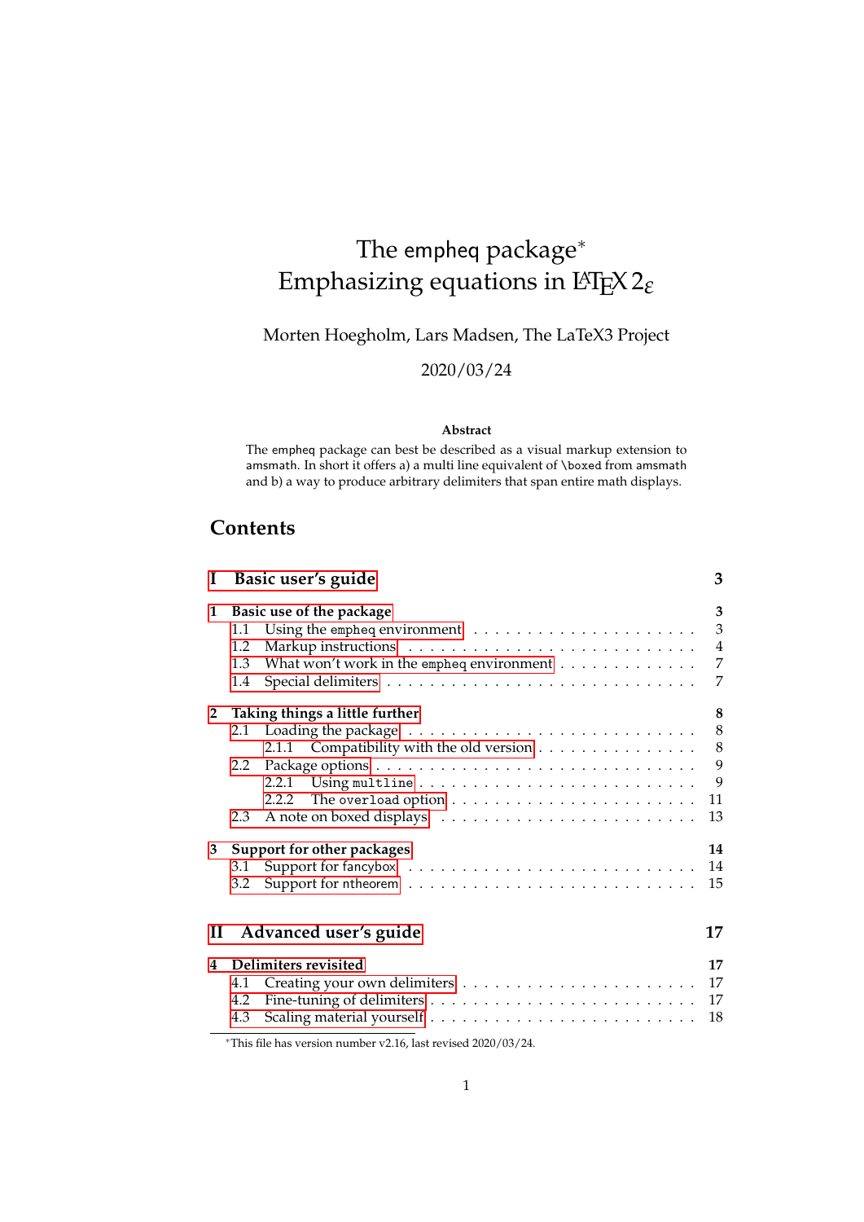# The empheq package*
# Emphasizing equations in LaTeX 2ε

Morten Hoegholm, Lars Madsen, The LaTeX3 Project

2020/03/24

**Abstract**

The empheq package can best be described as a visual markup extension to amsmath. In short it offers a) a multi line equivalent of `\boxed` from amsmath and b) a way to produce arbitrary delimiters that span entire math displays.

## Contents

| | | |
|---|---|---|
| **I** | **Basic user's guide** | **3** |
| **1** | **Basic use of the package** | **3** |
| 1.1 | Using the empheq environment | 3 |
| 1.2 | Markup instructions | 4 |
| 1.3 | What won't work in the empheq environment | 7 |
| 1.4 | Special delimiters | 7 |
| **2** | **Taking things a little further** | **8** |
| 2.1 | Loading the package | 8 |
| 2.1.1 | Compatibility with the old version | 8 |
| 2.2 | Package options | 9 |
| 2.2.1 | Using `multline` | 9 |
| 2.2.2 | The `overload` option | 11 |
| 2.3 | A note on boxed displays | 13 |
| **3** | **Support for other packages** | **14** |
| 3.1 | Support for fancybox | 14 |
| 3.2 | Support for ntheorem | 15 |
| **II** | **Advanced user's guide** | **17** |
| **4** | **Delimiters revisited** | **17** |
| 4.1 | Creating your own delimiters | 17 |
| 4.2 | Fine-tuning of delimiters | 17 |
| 4.3 | Scaling material yourself | 18 |

*This file has version number v2.16, last revised 2020/03/24.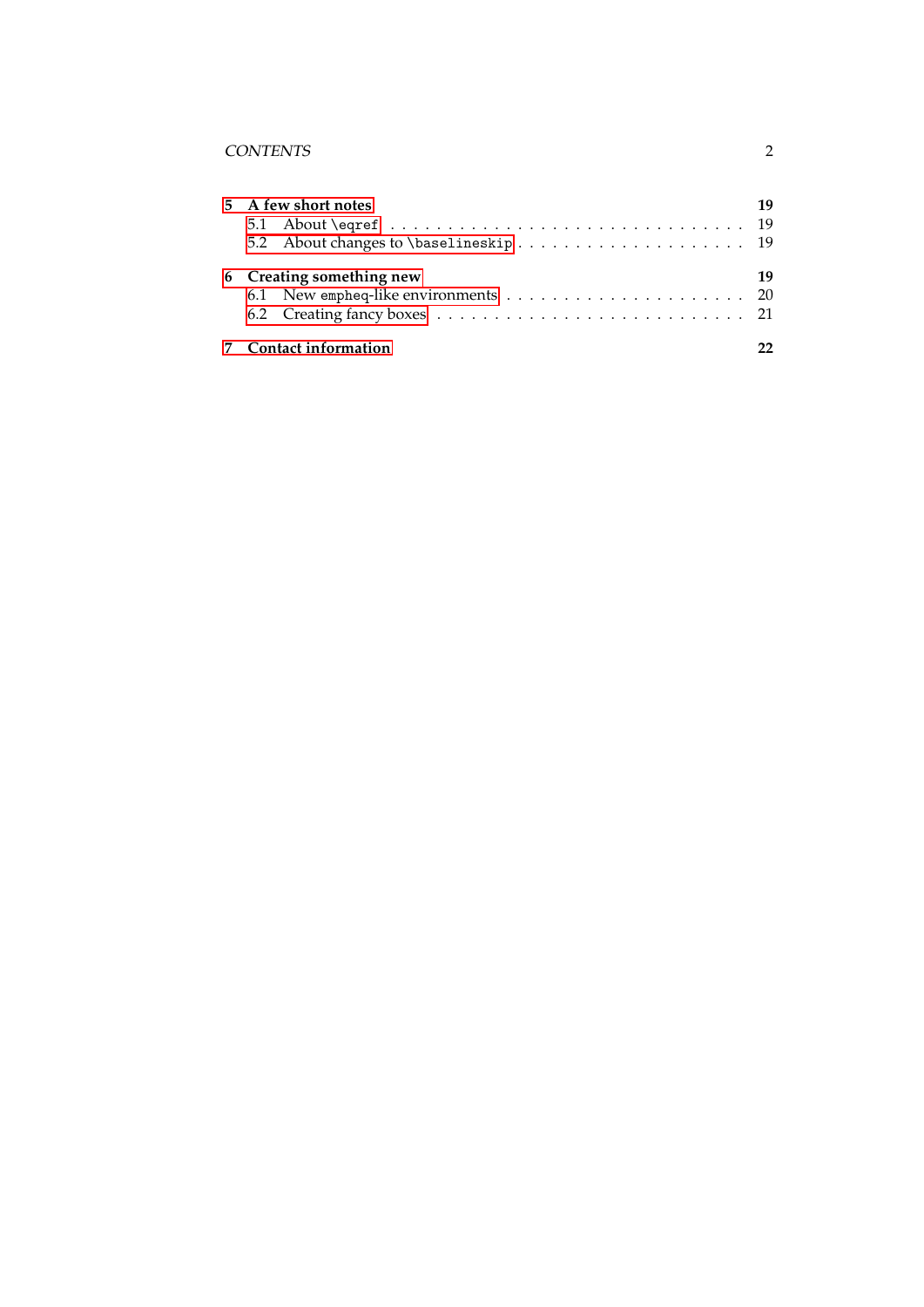5 **A few short notes** 19
- 5.1 About `\eqref` . . . . . . . . . . . . . . . . . . . . . . . . . . . . . 19
- 5.2 About changes to `\baselineskip` . . . . . . . . . . . . . . . . . . . . 19

6 **Creating something new** 19
- 6.1 New `empheq`-like environments . . . . . . . . . . . . . . . . . . . . . 20
- 6.2 Creating fancy boxes . . . . . . . . . . . . . . . . . . . . . . . . . . . 21

7 **Contact information** 22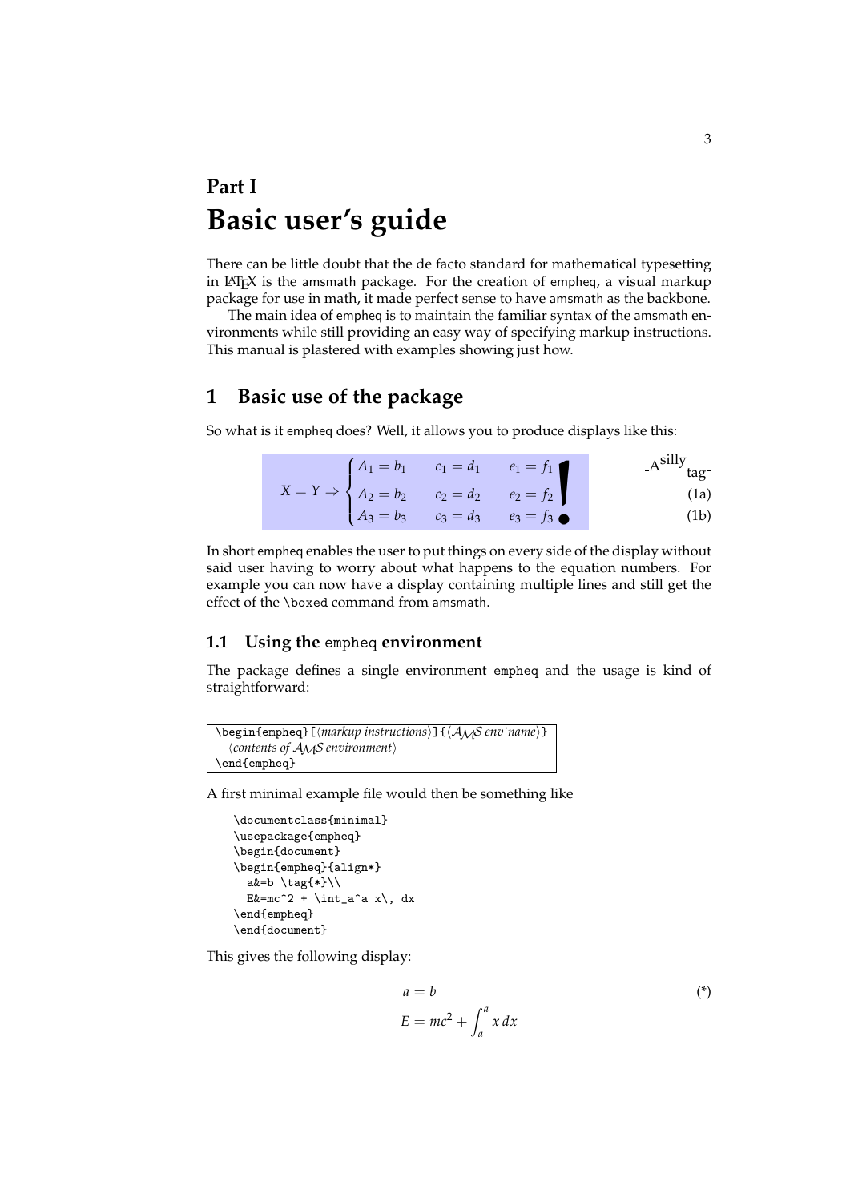# Part I
# Basic user's guide

There can be little doubt that the de facto standard for mathematical typesetting in LaTeX is the amsmath package. For the creation of empheq, a visual markup package for use in math, it made perfect sense to have amsmath as the backbone.

The main idea of empheq is to maintain the familiar syntax of the amsmath environments while still providing an easy way of specifying markup instructions. This manual is plastered with examples showing just how.

## 1 Basic use of the package

So what is it empheq does? Well, it allows you to produce displays like this:

$$X = Y \Rightarrow \left\{ \begin{aligned} A_1 &= b_1 & c_1 &= d_1 & e_1 &= f_1 \\ A_2 &= b_2 & c_2 &= d_2 & e_2 &= f_2 \\ A_3 &= b_3 & c_3 &= d_3 & e_3 &= f_3 \end{aligned} \right. \bigg! \qquad \text{A silly tag; (1a); (1b)}$$

In short empheq enables the user to put things on every side of the display without said user having to worry about what happens to the equation numbers. For example you can now have a display containing multiple lines and still get the effect of the `\boxed` command from amsmath.

### 1.1 Using the `empheq` environment

The package defines a single environment `empheq` and the usage is kind of straightforward:

```
\begin{empheq}[⟨markup instructions⟩]{⟨AMS env name⟩}
  ⟨contents of AMS environment⟩
\end{empheq}
```

A first minimal example file would then be something like

```
\documentclass{minimal}
\usepackage{empheq}
\begin{document}
\begin{empheq}{align*}
  a&=b \tag{*}\\
  E&=mc^2 + \int_a^a x\, dx
\end{empheq}
\end{document}
```

This gives the following display:

$$\begin{aligned} a &= b \qquad (*) \\ E &= mc^2 + \int_a^a x\, dx \end{aligned}$$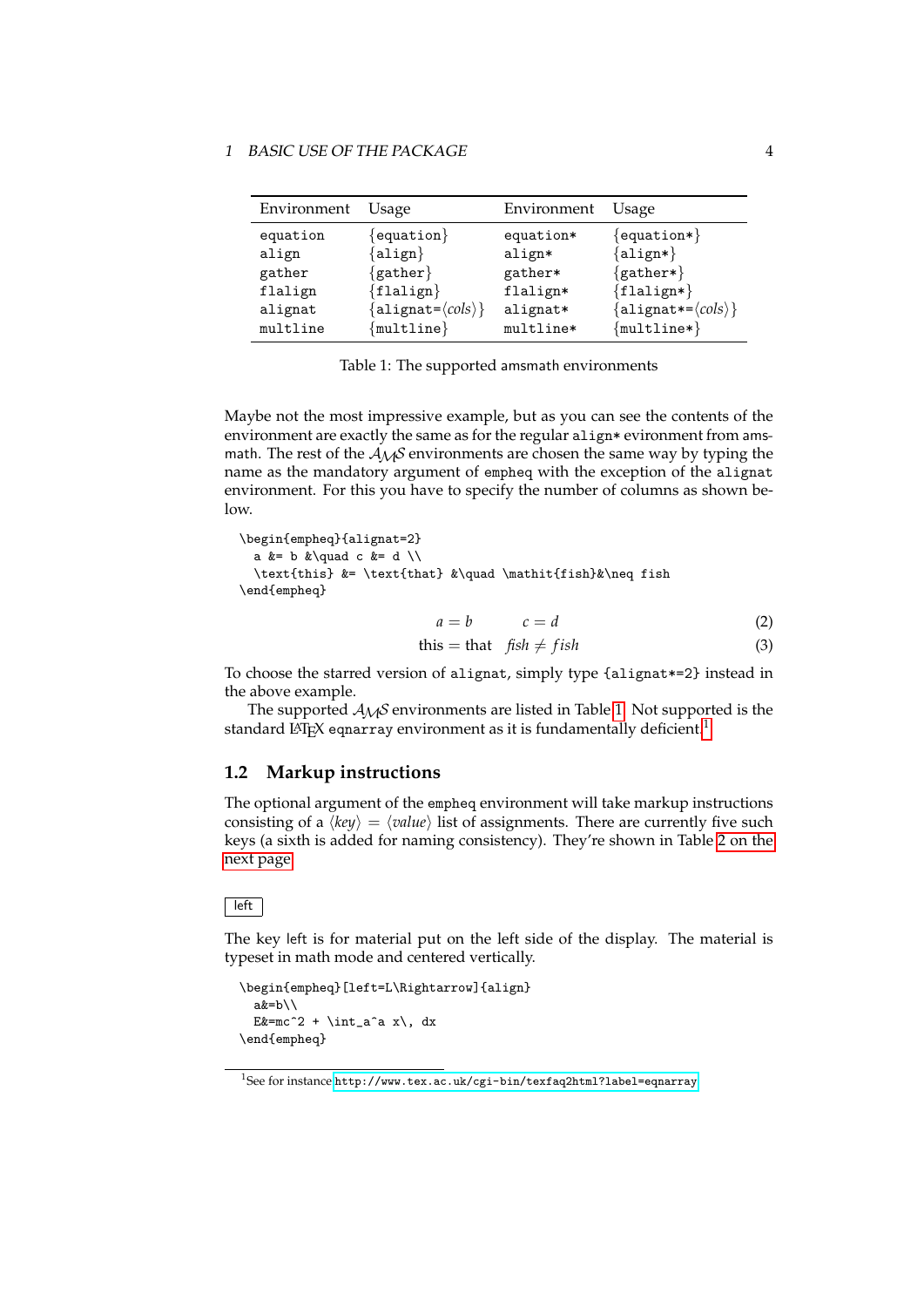| Environment | Usage | Environment | Usage |
|---|---|---|---|
| equation | {equation} | equation* | {equation*} |
| align | {align} | align* | {align*} |
| gather | {gather} | gather* | {gather*} |
| flalign | {flalign} | flalign* | {flalign*} |
| alignat | {alignat=⟨cols⟩} | alignat* | {alignat*=⟨cols⟩} |
| multline | {multline} | multline* | {multline*} |

Table 1: The supported amsmath environments

Maybe not the most impressive example, but as you can see the contents of the environment are exactly the same as for the regular align* environment from amsmath. The rest of the $\mathcal{AMS}$ environments are chosen the same way by typing the name as the mandatory argument of empheq with the exception of the alignat environment. For this you have to specify the number of columns as shown below.

```
\begin{empheq}{alignat=2}
  a &= b &\quad c &= d \\
  \text{this} &= \text{that} &\quad \mathit{fish}&\neq fish
\end{empheq}
```

$$a = b \qquad c = d \tag{2}$$

$$\text{this} = \text{that} \quad \mathit{fish} \neq fish \tag{3}$$

To choose the starred version of alignat, simply type {alignat*=2} instead in the above example.

The supported $\mathcal{AMS}$ environments are listed in Table 1. Not supported is the standard LaTeX eqnarray environment as it is fundamentally deficient.[1]

## 1.2 Markup instructions

The optional argument of the empheq environment will take markup instructions consisting of a ⟨key⟩ = ⟨value⟩ list of assignments. There are currently five such keys (a sixth is added for naming consistency). They're shown in Table 2 on the next page.

left

The key left is for material put on the left side of the display. The material is typeset in math mode and centered vertically.

```
\begin{empheq}[left=L\Rightarrow]{align}
  a&=b\\
  E&=mc^2 + \int_a^a x\, dx
\end{empheq}
```

[1] See for instance http://www.tex.ac.uk/cgi-bin/texfaq2html?label=eqnarray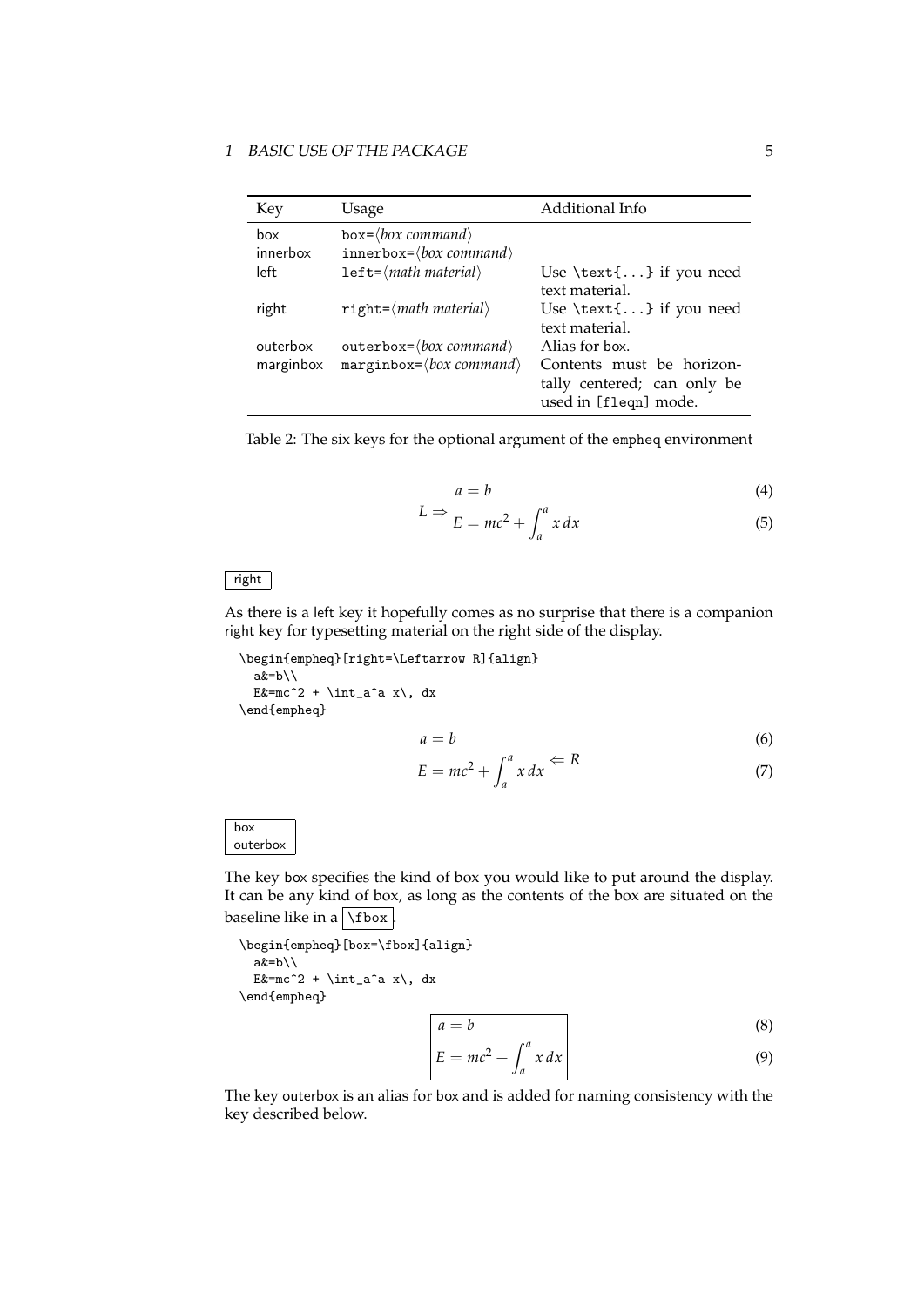| Key | Usage | Additional Info |
|---|---|---|
| box | box=⟨*box command*⟩ | |
| innerbox | innerbox=⟨*box command*⟩ | |
| left | left=⟨*math material*⟩ | Use \text{...} if you need text material. |
| right | right=⟨*math material*⟩ | Use \text{...} if you need text material. |
| outerbox | outerbox=⟨*box command*⟩ | Alias for box. |
| marginbox | marginbox=⟨*box command*⟩ | Contents must be horizontally centered; can only be used in [fleqn] mode. |

Table 2: The six keys for the optional argument of the empheq environment

$$L \Rightarrow \begin{aligned} a &= b && (4) \\ E &= mc^2 + \int_a^a x\,dx && (5) \end{aligned}$$

right

As there is a left key it hopefully comes as no surprise that there is a companion right key for typesetting material on the right side of the display.

```
\begin{empheq}[right=\Leftarrow R]{align}
  a&=b\\
  E&=mc^2 + \int_a^a x\, dx
\end{empheq}
```

$$\begin{aligned} a &= b && (6) \\ E &= mc^2 + \int_a^a x\,dx && (7) \end{aligned} \Leftarrow R$$

box
outerbox

The key box specifies the kind of box you would like to put around the display. It can be any kind of box, as long as the contents of the box are situated on the baseline like in a \fbox.

```
\begin{empheq}[box=\fbox]{align}
  a&=b\\
  E&=mc^2 + \int_a^a x\, dx
\end{empheq}
```

$$\boxed{\begin{aligned} a &= b \\ E &= mc^2 + \int_a^a x\,dx \end{aligned}} \qquad \begin{matrix} (8) \\ (9) \end{matrix}$$

The key outerbox is an alias for box and is added for naming consistency with the key described below.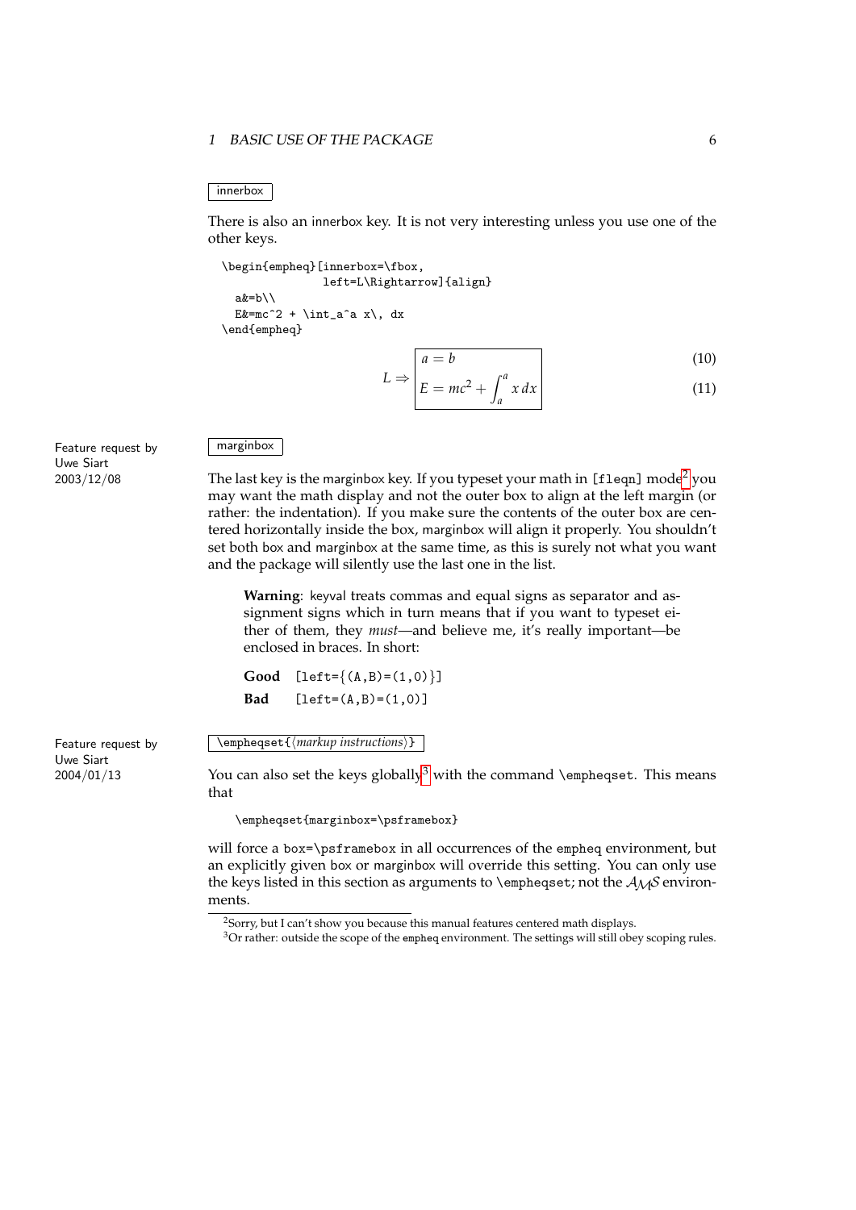innerbox

There is also an innerbox key. It is not very interesting unless you use one of the other keys.

```
\begin{empheq}[innerbox=\fbox,
               left=L\Rightarrow]{align}
  a&=b\\
  E&=mc^2 + \int_a^a x\, dx
\end{empheq}
```

$$L \Rightarrow \boxed{\begin{aligned} a &= b & (10) \\ E &= mc^2 + \int_a^a x\,dx & (11) \end{aligned}}$$

Feature request by Uwe Siart 2003/12/08

marginbox

The last key is the marginbox key. If you typeset your math in `[fleqn]` mode[2] you may want the math display and not the outer box to align at the left margin (or rather: the indentation). If you make sure the contents of the outer box are centered horizontally inside the box, marginbox will align it properly. You shouldn't set both box and marginbox at the same time, as this is surely not what you want and the package will silently use the last one in the list.

> **Warning**: keyval treats commas and equal signs as separator and assignment signs which in turn means that if you want to typeset either of them, they *must*—and believe me, it's really important—be enclosed in braces. In short:
>
> **Good** `[left={(A,B)=(1,0)}]`
>
> **Bad** `[left=(A,B)=(1,0)]`

Feature request by Uwe Siart 2004/01/13

`\empheqset{`⟨*markup instructions*⟩`}`

You can also set the keys globally[3] with the command `\empheqset`. This means that

```
\empheqset{marginbox=\psframebox}
```

will force a `box=\psframebox` in all occurrences of the `empheq` environment, but an explicitly given box or marginbox will override this setting. You can only use the keys listed in this section as arguments to `\empheqset`; not the $\mathcal{AMS}$ environments.

[2] Sorry, but I can't show you because this manual features centered math displays.

[3] Or rather: outside the scope of the `empheq` environment. The settings will still obey scoping rules.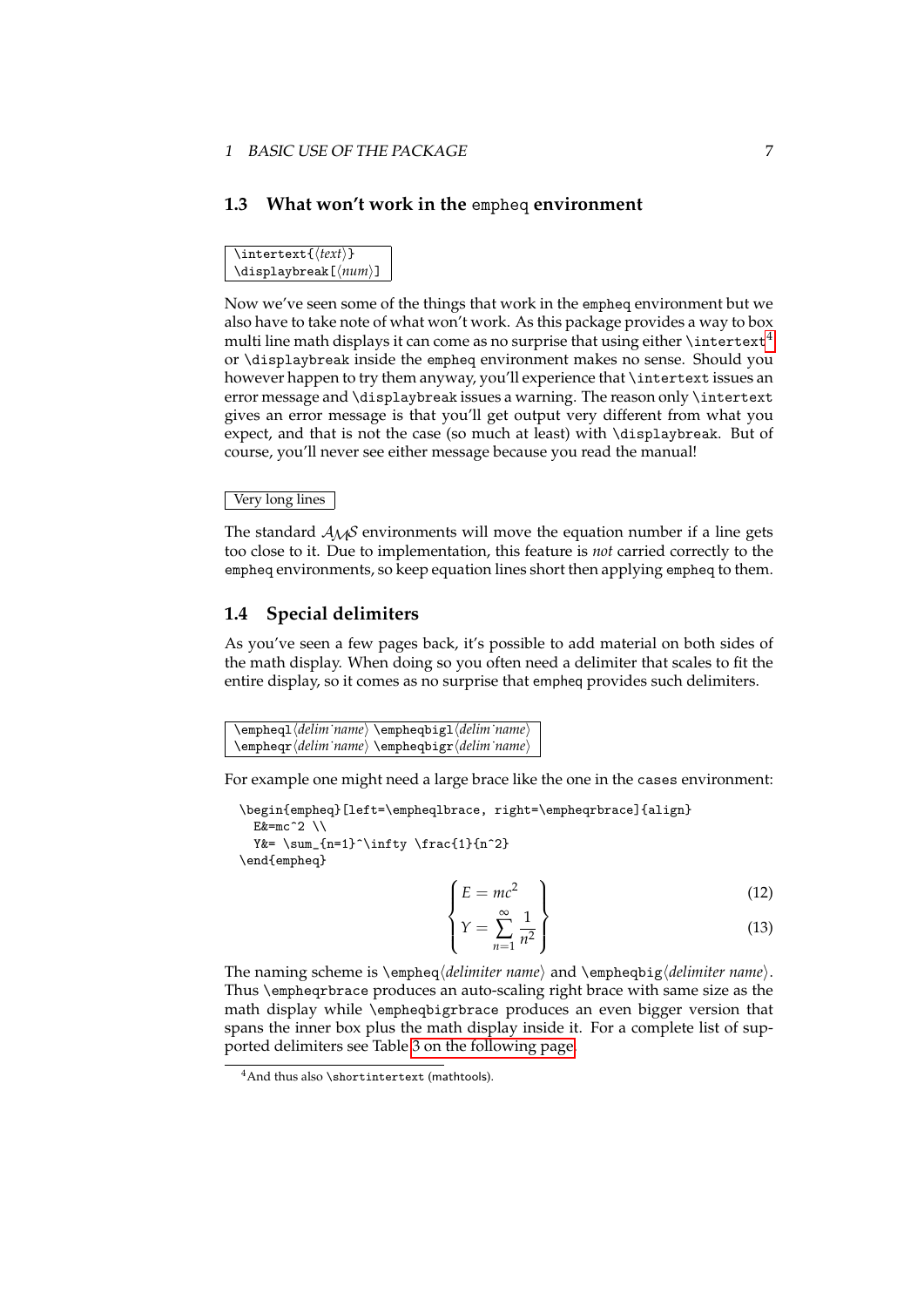## 1.3 What won't work in the `empheq` environment

```
\intertext{⟨text⟩}
\displaybreak[⟨num⟩]
```

Now we've seen some of the things that work in the `empheq` environment but we also have to take note of what won't work. As this package provides a way to box multi line math displays it can come as no surprise that using either `\intertext`[4] or `\displaybreak` inside the `empheq` environment makes no sense. Should you however happen to try them anyway, you'll experience that `\intertext` issues an error message and `\displaybreak` issues a warning. The reason only `\intertext` gives an error message is that you'll get output very different from what you expect, and that is not the case (so much at least) with `\displaybreak`. But of course, you'll never see either message because you read the manual!

Very long lines

The standard $\mathcal{AMS}$ environments will move the equation number if a line gets too close to it. Due to implementation, this feature is *not* carried correctly to the `empheq` environments, so keep equation lines short then applying `empheq` to them.

## 1.4 Special delimiters

As you've seen a few pages back, it's possible to add material on both sides of the math display. When doing so you often need a delimiter that scales to fit the entire display, so it comes as no surprise that `empheq` provides such delimiters.

```
\empheql⟨delim name⟩ \empheqbigl⟨delim name⟩
\empheqr⟨delim name⟩ \empheqbigr⟨delim name⟩
```

For example one might need a large brace like the one in the `cases` environment:

```
\begin{empheq}[left=\empheqlbrace, right=\empheqrbrace]{align}
  E&=mc^2 \\
  Y&= \sum_{n=1}^\infty \frac{1}{n^2}
\end{empheq}
```

$$\left\{\begin{aligned} E &= mc^2 \qquad (12) \\ Y &= \sum_{n=1}^{\infty} \frac{1}{n^2} \qquad (13) \end{aligned}\right\}$$

The naming scheme is `\empheq`⟨*delimiter name*⟩ and `\empheqbig`⟨*delimiter name*⟩. Thus `\empheqrbrace` produces an auto-scaling right brace with same size as the math display while `\empheqbigrbrace` produces an even bigger version that spans the inner box plus the math display inside it. For a complete list of supported delimiters see Table 3 on the following page.

[4] And thus also `\shortintertext` (mathtools).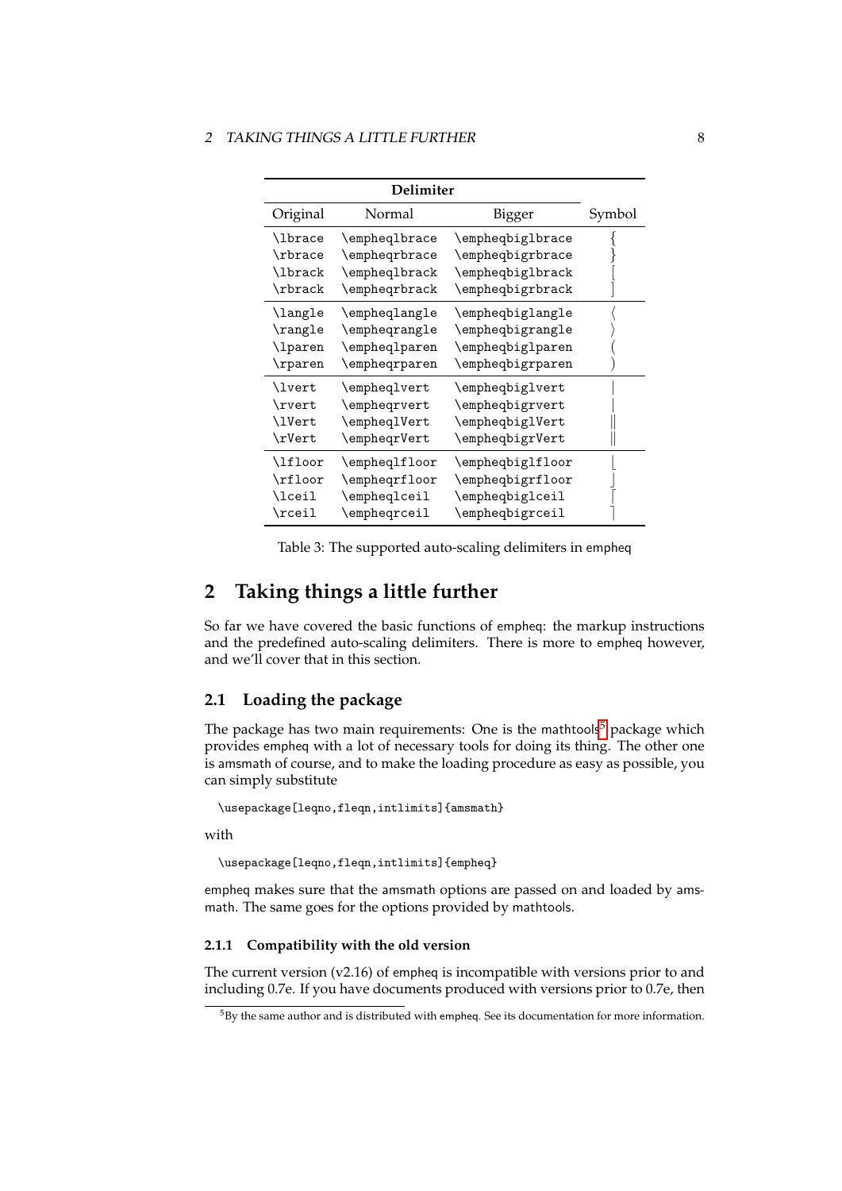| Delimiter | | | |
|---|---|---|---|
| Original | Normal | Bigger | Symbol |
| \lbrace | \empheqlbrace | \empheqbiglbrace | $\{$ |
| \rbrace | \empheqrbrace | \empheqbigrbrace | $\}$ |
| \lbrack | \empheqlbrack | \empheqbiglbrack | $[$ |
| \rbrack | \empheqrbrack | \empheqbigrbrack | $]$ |
| \langle | \empheqlangle | \empheqbiglangle | $\langle$ |
| \rangle | \empheqrangle | \empheqbigrangle | $\rangle$ |
| \lparen | \empheqlparen | \empheqbiglparen | $($ |
| \rparen | \empheqrparen | \empheqbigrparen | $)$ |
| \lvert | \empheqlvert | \empheqbiglvert | $\lvert$ |
| \rvert | \empheqrvert | \empheqbigrvert | $\rvert$ |
| \lVert | \empheqlVert | \empheqbiglVert | $\lVert$ |
| \rVert | \empheqrVert | \empheqbigrVert | $\rVert$ |
| \lfloor | \empheqlfloor | \empheqbiglfloor | $\lfloor$ |
| \rfloor | \empheqrfloor | \empheqbigrfloor | $\rfloor$ |
| \lceil | \empheqlceil | \empheqbiglceil | $\lceil$ |
| \rceil | \empheqrceil | \empheqbigrceil | $\rceil$ |

Table 3: The supported auto-scaling delimiters in empheq

# 2 Taking things a little further

So far we have covered the basic functions of empheq: the markup instructions and the predefined auto-scaling delimiters. There is more to empheq however, and we'll cover that in this section.

## 2.1 Loading the package

The package has two main requirements: One is the mathtools[5] package which provides empheq with a lot of necessary tools for doing its thing. The other one is amsmath of course, and to make the loading procedure as easy as possible, you can simply substitute

```
\usepackage[leqno,fleqn,intlimits]{amsmath}
```

with

```
\usepackage[leqno,fleqn,intlimits]{empheq}
```

empheq makes sure that the amsmath options are passed on and loaded by amsmath. The same goes for the options provided by mathtools.

### 2.1.1 Compatibility with the old version

The current version (v2.16) of empheq is incompatible with versions prior to and including 0.7e. If you have documents produced with versions prior to 0.7e, then

[5] By the same author and is distributed with empheq. See its documentation for more information.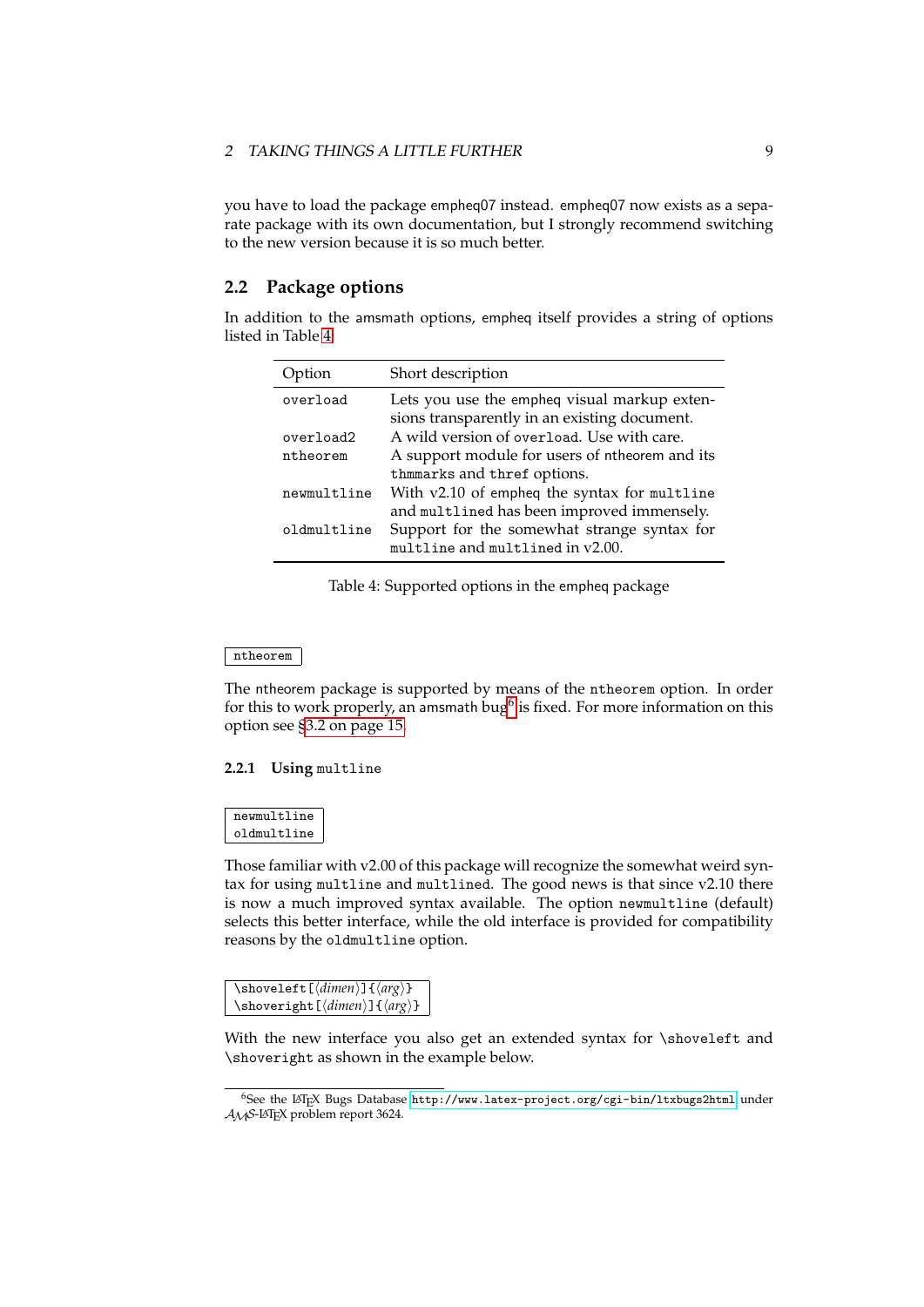you have to load the package empheq07 instead. empheq07 now exists as a separate package with its own documentation, but I strongly recommend switching to the new version because it is so much better.

## 2.2 Package options

In addition to the amsmath options, empheq itself provides a string of options listed in Table 4.

| Option | Short description |
|---|---|
| `overload` | Lets you use the empheq visual markup extensions transparently in an existing document. |
| `overload2` | A wild version of `overload`. Use with care. |
| `ntheorem` | A support module for users of ntheorem and its `thmmarks` and `thref` options. |
| `newmultline` | With v2.10 of empheq the syntax for `multline` and `multlined` has been improved immensely. |
| `oldmultline` | Support for the somewhat strange syntax for `multline` and `multlined` in v2.00. |

Table 4: Supported options in the empheq package

`ntheorem`

The ntheorem package is supported by means of the `ntheorem` option. In order for this to work properly, an amsmath bug[6] is fixed. For more information on this option see §3.2 on page 15.

### 2.2.1 Using `multline`

`newmultline`
`oldmultline`

Those familiar with v2.00 of this package will recognize the somewhat weird syntax for using `multline` and `multlined`. The good news is that since v2.10 there is now a much improved syntax available. The option `newmultline` (default) selects this better interface, while the old interface is provided for compatibility reasons by the `oldmultline` option.

`\shoveleft[⟨dimen⟩]{⟨arg⟩}`
`\shoveright[⟨dimen⟩]{⟨arg⟩}`

With the new interface you also get an extended syntax for `\shoveleft` and `\shoveright` as shown in the example below.

[6] See the LaTeX Bugs Database `http://www.latex-project.org/cgi-bin/ltxbugs2html` under AMS-LaTeX problem report 3624.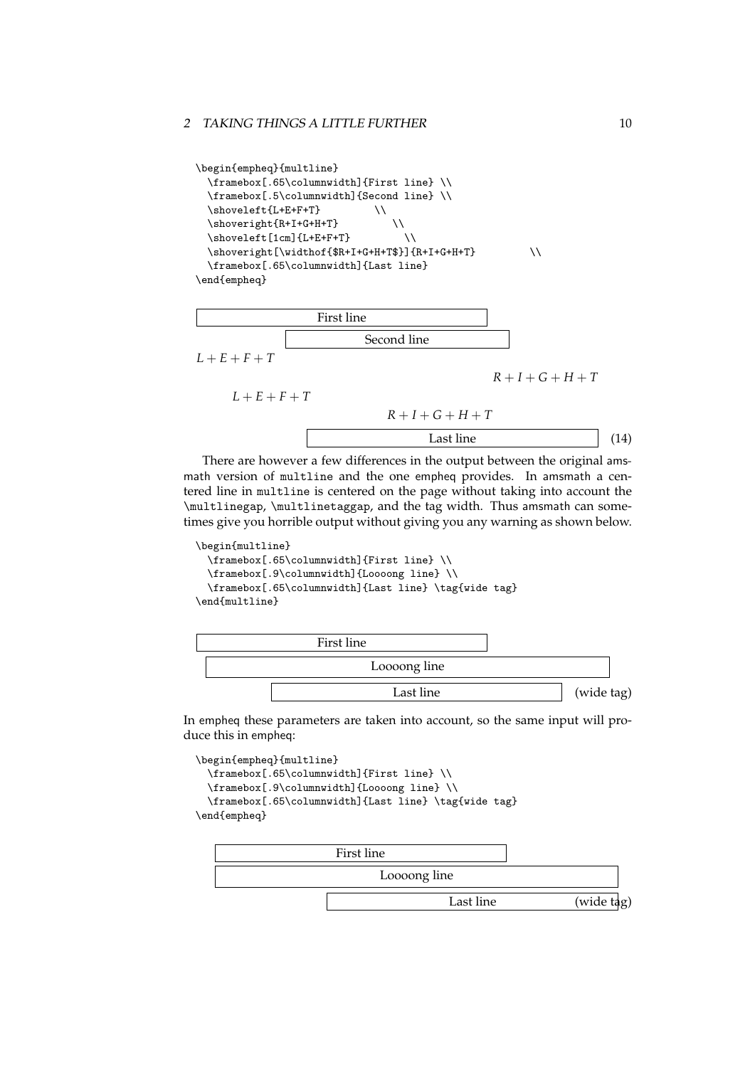```
\begin{empheq}{multline}
  \framebox[.65\columnwidth]{First line} \\
  \framebox[.5\columnwidth]{Second line} \\
  \shoveleft{L+E+F+T}         \\
  \shoveright{R+I+G+H+T}         \\
  \shoveleft[1cm]{L+E+F+T}         \\
  \shoveright[\widthof{$R+I+G+H+T$}]{R+I+G+H+T}         \\
  \framebox[.65\columnwidth]{Last line}
\end{empheq}
```

First line

Second line

$L+E+F+T$

$R+I+G+H+T$

$L+E+F+T$

$R+I+G+H+T$

Last line (14)

There are however a few differences in the output between the original amsmath version of multline and the one empheq provides. In amsmath a centered line in multline is centered on the page without taking into account the \multlinegap, \multlinetaggap, and the tag width. Thus amsmath can sometimes give you horrible output without giving you any warning as shown below.

```
\begin{multline}
  \framebox[.65\columnwidth]{First line} \\
  \framebox[.9\columnwidth]{Loooong line} \\
  \framebox[.65\columnwidth]{Last line} \tag{wide tag}
\end{multline}
```

First line

Loooong line

Last line (wide tag)

In empheq these parameters are taken into account, so the same input will produce this in empheq:

```
\begin{empheq}{multline}
  \framebox[.65\columnwidth]{First line} \\
  \framebox[.9\columnwidth]{Loooong line} \\
  \framebox[.65\columnwidth]{Last line} \tag{wide tag}
\end{empheq}
```

First line

Loooong line

Last line (wide tag)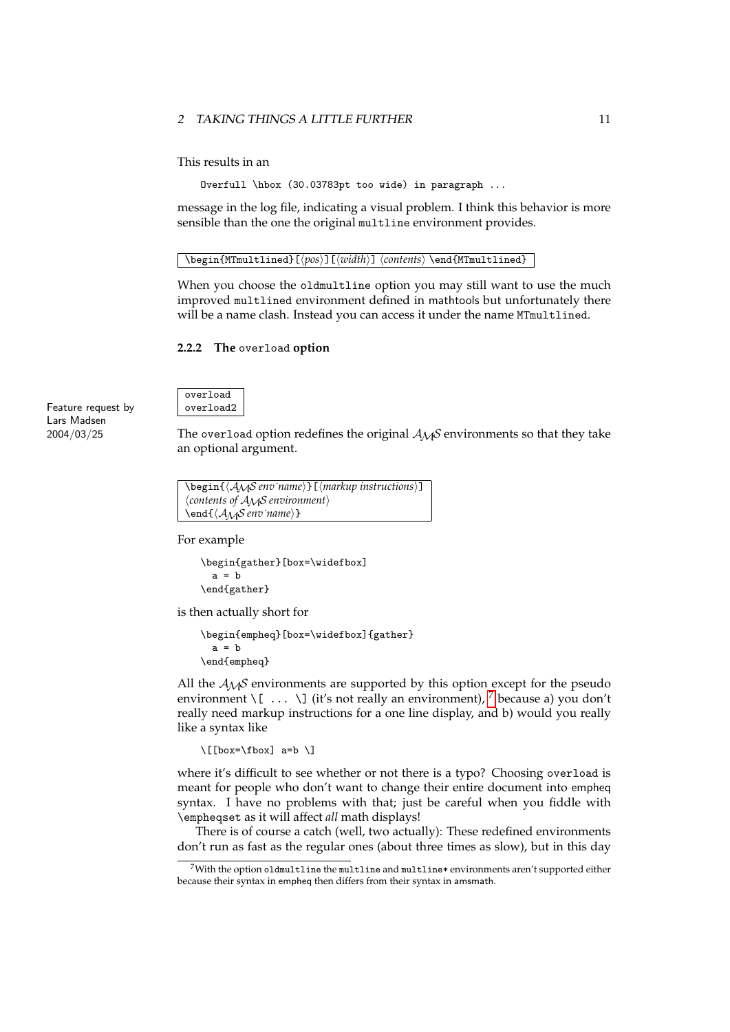This results in an

```
Overfull \hbox (30.03783pt too wide) in paragraph ...
```

message in the log file, indicating a visual problem. I think this behavior is more sensible than the one the original `multline` environment provides.

```
\begin{MTmultlined}[⟨pos⟩][⟨width⟩] ⟨contents⟩ \end{MTmultlined}
```

When you choose the `oldmultline` option you may still want to use the much improved `multlined` environment defined in mathtools but unfortunately there will be a name clash. Instead you can access it under the name `MTmultlined`.

### 2.2.2 The `overload` option

```
overload
overload2
```

Feature request by Lars Madsen 2004/03/25

The `overload` option redefines the original AMS environments so that they take an optional argument.

```
\begin{⟨AMS env name⟩}[⟨markup instructions⟩]
⟨contents of AMS environment⟩
\end{⟨AMS env name⟩}
```

For example

```
\begin{gather}[box=\widefbox]
  a = b
\end{gather}
```

is then actually short for

```
\begin{empheq}[box=\widefbox]{gather}
  a = b
\end{empheq}
```

All the AMS environments are supported by this option except for the pseudo environment `\[ ... \]` (it's not really an environment),[7] because a) you don't really need markup instructions for a one line display, and b) would you really like a syntax like

```
\[[box=\fbox] a=b \]
```

where it's difficult to see whether or not there is a typo? Choosing `overload` is meant for people who don't want to change their entire document into empheq syntax. I have no problems with that; just be careful when you fiddle with `\empheqset` as it will affect *all* math displays!

There is of course a catch (well, two actually): These redefined environments don't run as fast as the regular ones (about three times as slow), but in this day

[7] With the option `oldmultline` the `multline` and `multline*` environments aren't supported either because their syntax in empheq then differs from their syntax in amsmath.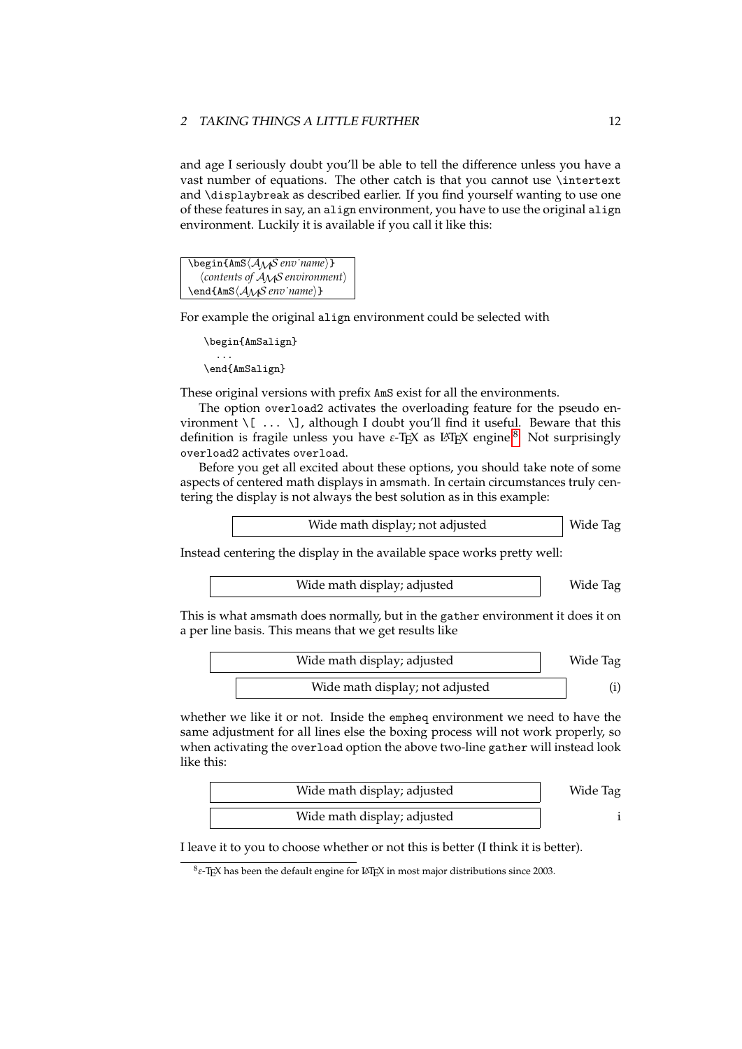and age I seriously doubt you'll be able to tell the difference unless you have a vast number of equations. The other catch is that you cannot use `\intertext` and `\displaybreak` as described earlier. If you find yourself wanting to use one of these features in say, an `align` environment, you have to use the original `align` environment. Luckily it is available if you call it like this:

```
\begin{AmS⟨AMS env name⟩}
  ⟨contents of AMS environment⟩
\end{AmS⟨AMS env name⟩}
```

For example the original `align` environment could be selected with

```
\begin{AmSalign}
  ...
\end{AmSalign}
```

These original versions with prefix `AmS` exist for all the environments.

The option `overload2` activates the overloading feature for the pseudo environment `\[ ... \]`, although I doubt you'll find it useful. Beware that this definition is fragile unless you have ε-TeX as LaTeX engine[8]. Not surprisingly `overload2` activates `overload`.

Before you get all excited about these options, you should take note of some aspects of centered math displays in `amsmath`. In certain circumstances truly centering the display is not always the best solution as in this example:

| Wide math display; not adjusted | Wide Tag |
|---|---|

Instead centering the display in the available space works pretty well:

| Wide math display; adjusted | Wide Tag |
|---|---|

This is what `amsmath` does normally, but in the `gather` environment it does it on a per line basis. This means that we get results like

| Wide math display; adjusted | Wide Tag |
|---|---|
| Wide math display; not adjusted | (i) |

whether we like it or not. Inside the `empheq` environment we need to have the same adjustment for all lines else the boxing process will not work properly, so when activating the `overload` option the above two-line `gather` will instead look like this:

| Wide math display; adjusted | Wide Tag |
|---|---|
| Wide math display; adjusted | i |

I leave it to you to choose whether or not this is better (I think it is better).

---

[8] ε-TeX has been the default engine for LaTeX in most major distributions since 2003.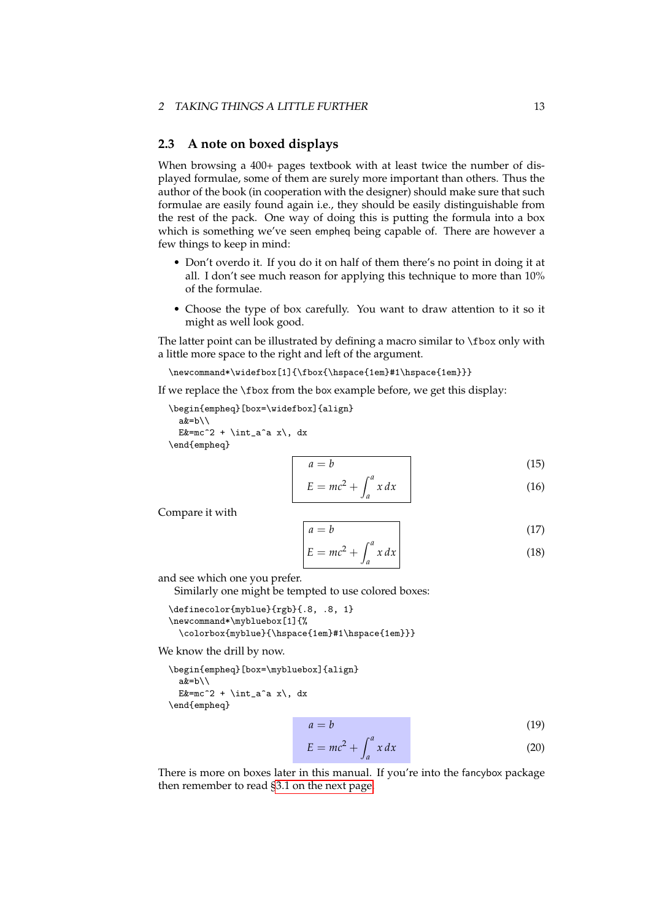## 2.3 A note on boxed displays

When browsing a 400+ pages textbook with at least twice the number of displayed formulae, some of them are surely more important than others. Thus the author of the book (in cooperation with the designer) should make sure that such formulae are easily found again i.e., they should be easily distinguishable from the rest of the pack. One way of doing this is putting the formula into a box which is something we've seen empheq being capable of. There are however a few things to keep in mind:

- Don't overdo it. If you do it on half of them there's no point in doing it at all. I don't see much reason for applying this technique to more than 10% of the formulae.
- Choose the type of box carefully. You want to draw attention to it so it might as well look good.

The latter point can be illustrated by defining a macro similar to \fbox only with a little more space to the right and left of the argument.

```
\newcommand*\widefbox[1]{\fbox{\hspace{1em}#1\hspace{1em}}}
```

If we replace the \fbox from the box example before, we get this display:

```
\begin{empheq}[box=\widefbox]{align}
  a&=b\\
  E&=mc^2 + \int_a^a x\, dx
\end{empheq}
```

$$\boxed{\quad\begin{aligned} a &= b && (15)\\ E &= mc^2 + \int_a^a x\,dx && (16)\end{aligned}\quad}$$

Compare it with

$$\boxed{\begin{aligned} a &= b && (17)\\ E &= mc^2 + \int_a^a x\,dx && (18)\end{aligned}}$$

and see which one you prefer.

Similarly one might be tempted to use colored boxes:

```
\definecolor{myblue}{rgb}{.8, .8, 1}
\newcommand*\mybluebox[1]{%
  \colorbox{myblue}{\hspace{1em}#1\hspace{1em}}}
```

We know the drill by now.

```
\begin{empheq}[box=\mybluebox]{align}
  a&=b\\
  E&=mc^2 + \int_a^a x\, dx
\end{empheq}
```

$$\begin{aligned} a &= b && (19)\\ E &= mc^2 + \int_a^a x\,dx && (20)\end{aligned}$$

There is more on boxes later in this manual. If you're into the fancybox package then remember to read §3.1 on the next page.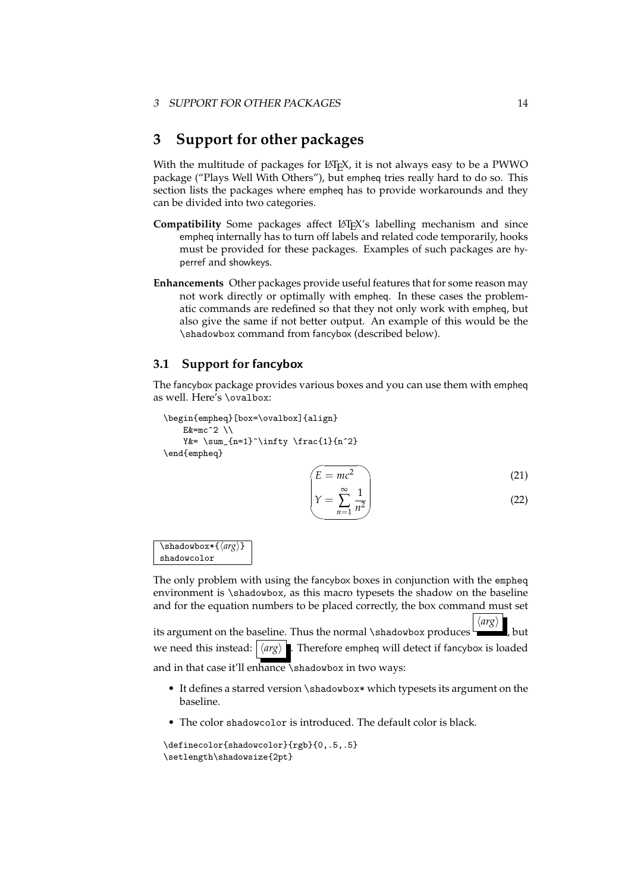# 3 Support for other packages

With the multitude of packages for LaTeX, it is not always easy to be a PWWO package ("Plays Well With Others"), but empheq tries really hard to do so. This section lists the packages where empheq has to provide workarounds and they can be divided into two categories.

**Compatibility** Some packages affect LaTeX's labelling mechanism and since empheq internally has to turn off labels and related code temporarily, hooks must be provided for these packages. Examples of such packages are hyperref and showkeys.

**Enhancements** Other packages provide useful features that for some reason may not work directly or optimally with empheq. In these cases the problematic commands are redefined so that they not only work with empheq, but also give the same if not better output. An example of this would be the `\shadowbox` command from fancybox (described below).

## 3.1 Support for fancybox

The fancybox package provides various boxes and you can use them with empheq as well. Here's `\ovalbox`:

```
\begin{empheq}[box=\ovalbox]{align}
    E&=mc^2 \\
    Y&= \sum_{n=1}^\infty \frac{1}{n^2}
\end{empheq}
```

$$E = mc^2 \tag{21}$$

$$Y = \sum_{n=1}^{\infty} \frac{1}{n^2} \tag{22}$$

```
\shadowbox*{⟨arg⟩}
shadowcolor
```

The only problem with using the fancybox boxes in conjunction with the empheq environment is `\shadowbox`, as this macro typesets the shadow on the baseline and for the equation numbers to be placed correctly, the box command must set its argument on the baseline. Thus the normal `\shadowbox` produces ⟨arg⟩, but we need this instead: ⟨arg⟩. Therefore empheq will detect if fancybox is loaded and in that case it'll enhance `\shadowbox` in two ways:

- It defines a starred version `\shadowbox*` which typesets its argument on the baseline.
- The color `shadowcolor` is introduced. The default color is black.

```
\definecolor{shadowcolor}{rgb}{0,.5,.5}
\setlength\shadowsize{2pt}
```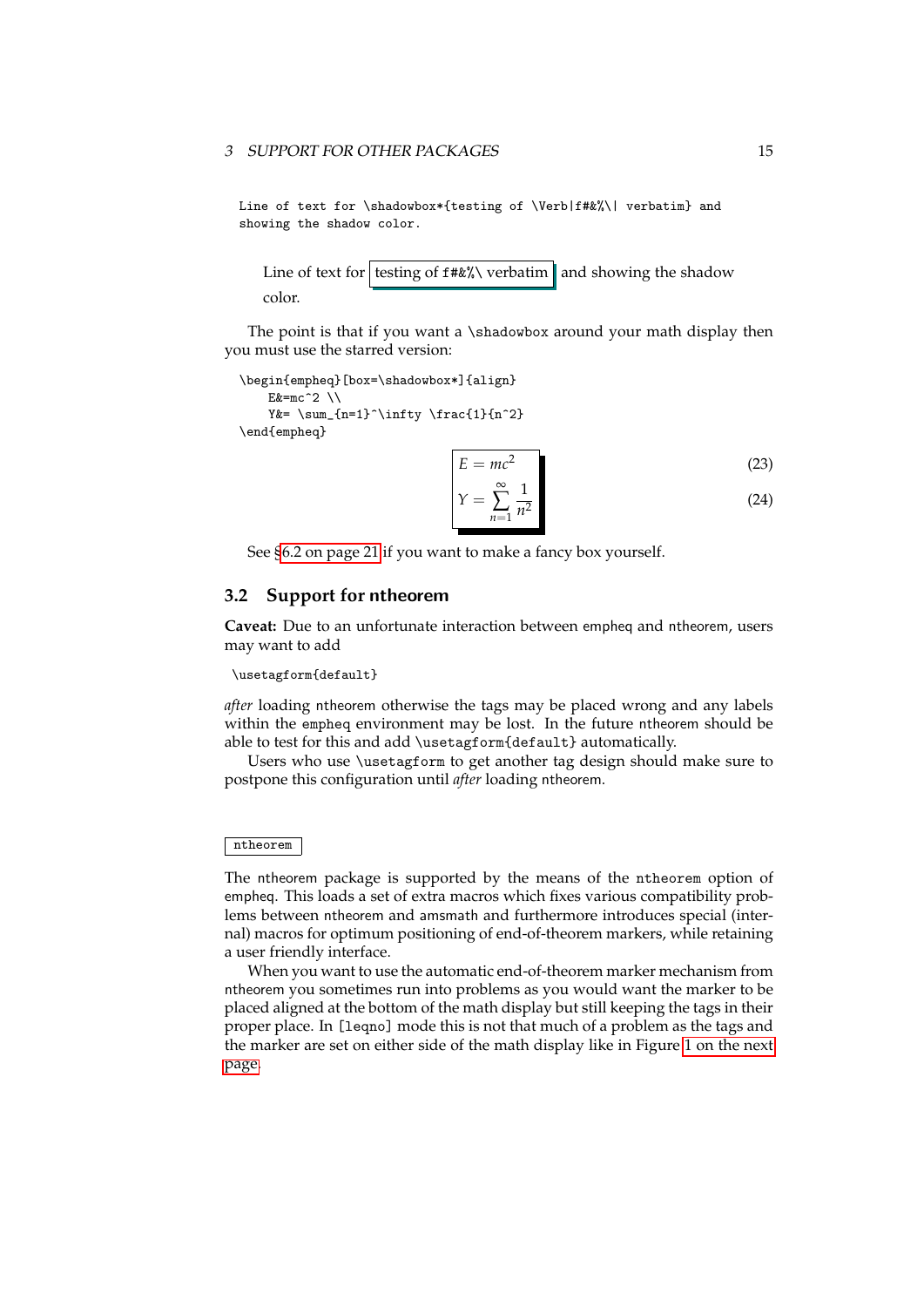```
Line of text for \shadowbox*{testing of \Verb|f#&%\| verbatim} and
showing the shadow color.
```

Line of text for testing of `f#&%\` verbatim and showing the shadow color.

The point is that if you want a `\shadowbox` around your math display then you must use the starred version:

```
\begin{empheq}[box=\shadowbox*]{align}
    E&=mc^2 \\
    Y&= \sum_{n=1}^\infty \frac{1}{n^2}
\end{empheq}
```

$$E = mc^2 \tag{23}$$

$$Y = \sum_{n=1}^{\infty} \frac{1}{n^2} \tag{24}$$

See §6.2 on page 21 if you want to make a fancy box yourself.

## 3.2 Support for ntheorem

**Caveat:** Due to an unfortunate interaction between empheq and ntheorem, users may want to add

```
\usetagform{default}
```

*after* loading ntheorem otherwise the tags may be placed wrong and any labels within the `empheq` environment may be lost. In the future ntheorem should be able to test for this and add `\usetagform{default}` automatically.

Users who use `\usetagform` to get another tag design should make sure to postpone this configuration until *after* loading ntheorem.

`ntheorem`

The ntheorem package is supported by the means of the `ntheorem` option of empheq. This loads a set of extra macros which fixes various compatibility problems between ntheorem and amsmath and furthermore introduces special (internal) macros for optimum positioning of end-of-theorem markers, while retaining a user friendly interface.

When you want to use the automatic end-of-theorem marker mechanism from ntheorem you sometimes run into problems as you would want the marker to be placed aligned at the bottom of the math display but still keeping the tags in their proper place. In `[leqno]` mode this is not that much of a problem as the tags and the marker are set on either side of the math display like in Figure 1 on the next page.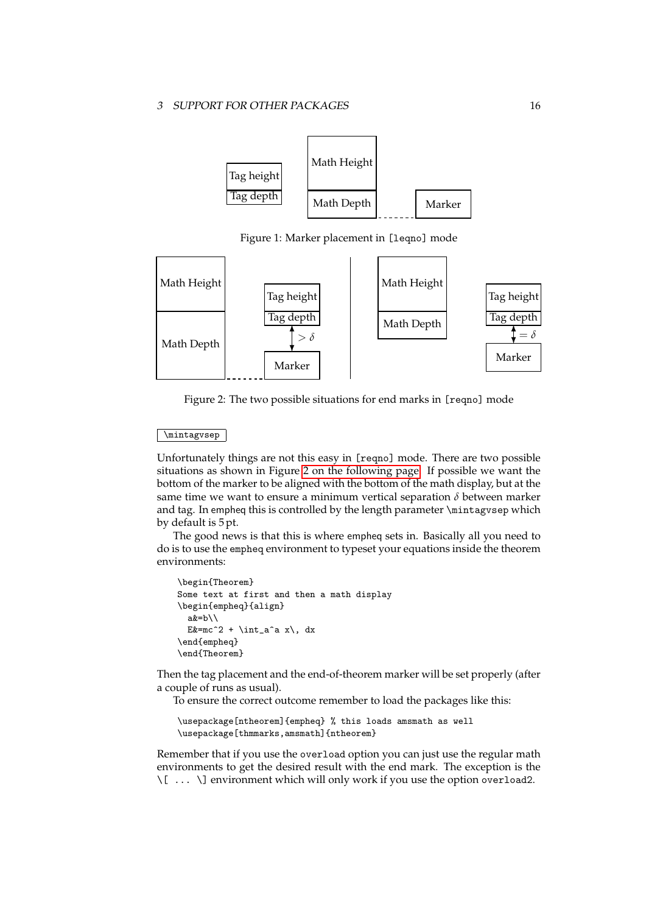Figure 1: Marker placement in [leqno] mode

Figure 2: The two possible situations for end marks in [reqno] mode

`\mintagvsep`

Unfortunately things are not this easy in [reqno] mode. There are two possible situations as shown in Figure 2 on the following page. If possible we want the bottom of the marker to be aligned with the bottom of the math display, but at the same time we want to ensure a minimum vertical separation $\delta$ between marker and tag. In empheq this is controlled by the length parameter \mintagvsep which by default is 5 pt.

The good news is that this is where empheq sets in. Basically all you need to do is to use the empheq environment to typeset your equations inside the theorem environments:

```
\begin{Theorem}
Some text at first and then a math display
\begin{empheq}{align}
  a&=b\\
  E&=mc^2 + \int_a^a x\, dx
\end{empheq}
\end{Theorem}
```

Then the tag placement and the end-of-theorem marker will be set properly (after a couple of runs as usual).

To ensure the correct outcome remember to load the packages like this:

```
\usepackage[ntheorem]{empheq} % this loads amsmath as well
\usepackage[thmmarks,amsmath]{ntheorem}
```

Remember that if you use the overload option you can just use the regular math environments to get the desired result with the end mark. The exception is the \[ ... \] environment which will only work if you use the option overload2.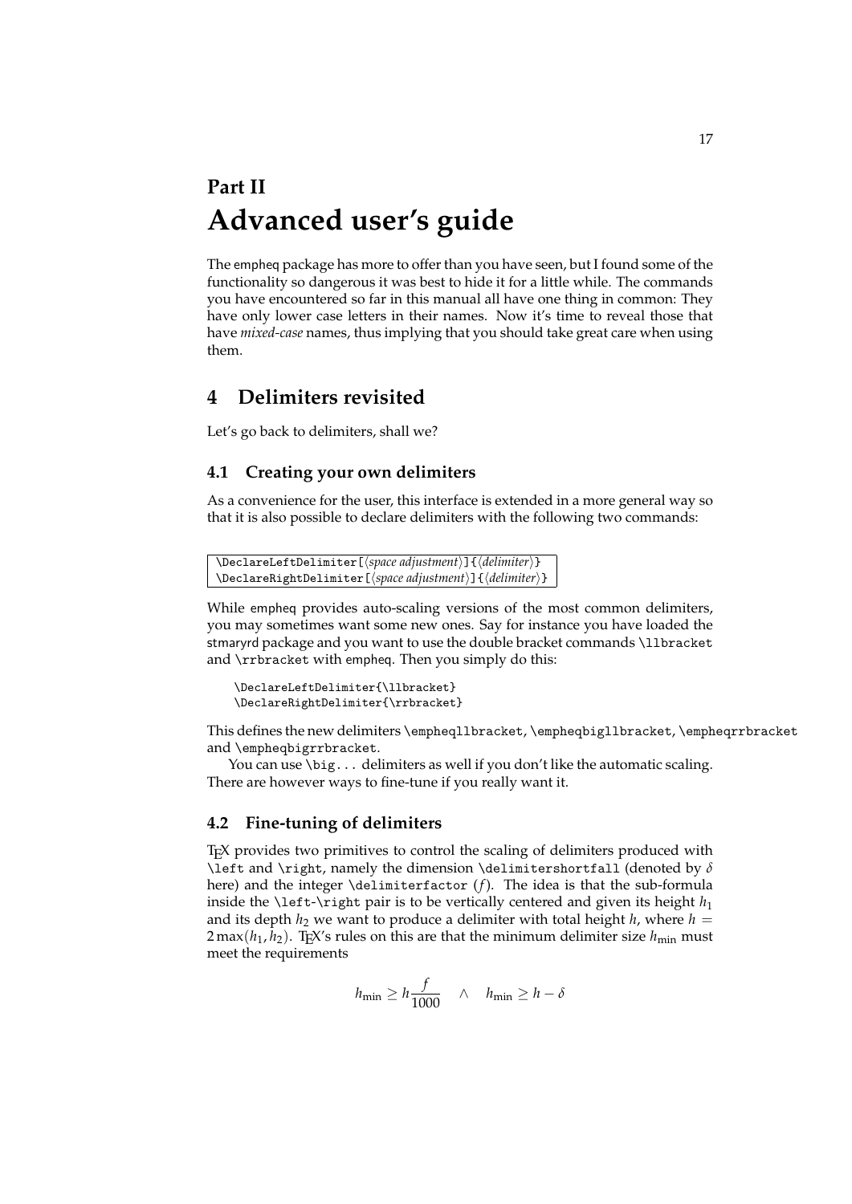# Part II
# Advanced user's guide

The empheq package has more to offer than you have seen, but I found some of the functionality so dangerous it was best to hide it for a little while. The commands you have encountered so far in this manual all have one thing in common: They have only lower case letters in their names. Now it's time to reveal those that have *mixed-case* names, thus implying that you should take great care when using them.

## 4 Delimiters revisited

Let's go back to delimiters, shall we?

### 4.1 Creating your own delimiters

As a convenience for the user, this interface is extended in a more general way so that it is also possible to declare delimiters with the following two commands:

```
\DeclareLeftDelimiter[⟨space adjustment⟩]{⟨delimiter⟩}
\DeclareRightDelimiter[⟨space adjustment⟩]{⟨delimiter⟩}
```

While empheq provides auto-scaling versions of the most common delimiters, you may sometimes want some new ones. Say for instance you have loaded the stmaryrd package and you want to use the double bracket commands `\llbracket` and `\rrbracket` with empheq. Then you simply do this:

```
\DeclareLeftDelimiter{\llbracket}
\DeclareRightDelimiter{\rrbracket}
```

This defines the new delimiters `\empheqllbracket`, `\empheqbigllbracket`, `\empheqrrbracket` and `\empheqbigrrbracket`.

You can use `\big...` delimiters as well if you don't like the automatic scaling. There are however ways to fine-tune if you really want it.

### 4.2 Fine-tuning of delimiters

TeX provides two primitives to control the scaling of delimiters produced with `\left` and `\right`, namely the dimension `\delimitershortfall` (denoted by $\delta$ here) and the integer `\delimiterfactor` ($f$). The idea is that the sub-formula inside the `\left`-`\right` pair is to be vertically centered and given its height $h_1$ and its depth $h_2$ we want to produce a delimiter with total height $h$, where $h = 2\max(h_1, h_2)$. TeX's rules on this are that the minimum delimiter size $h_{\min}$ must meet the requirements

$$h_{\min} \geq h\frac{f}{1000} \quad \wedge \quad h_{\min} \geq h - \delta$$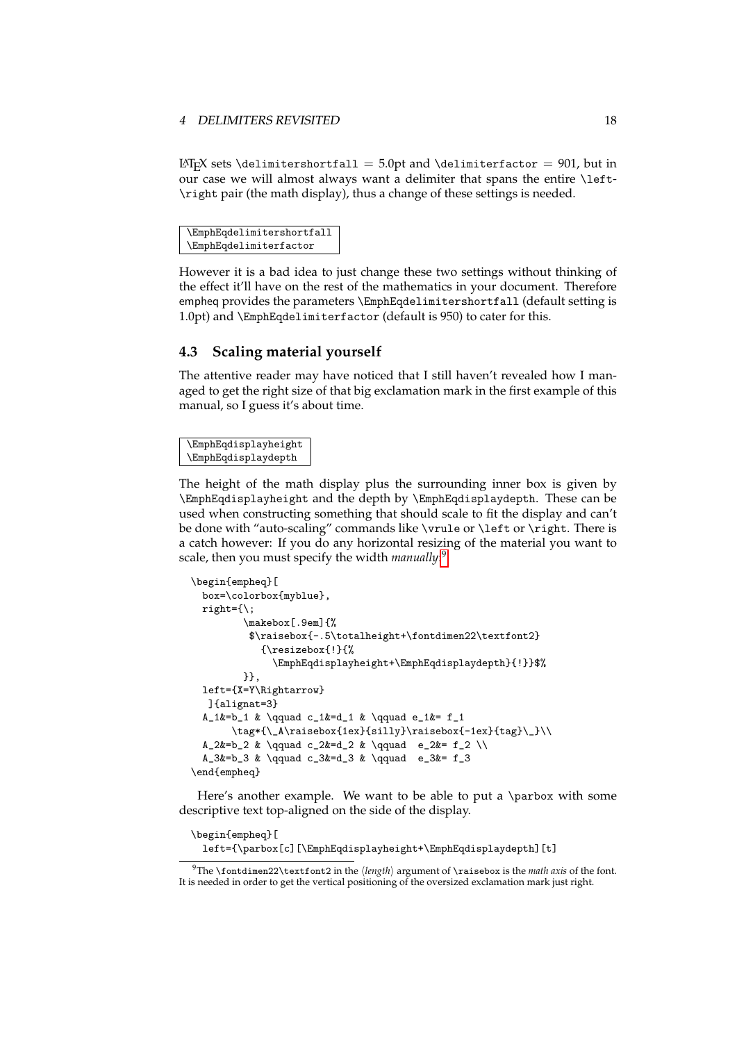LaTeX sets `\delimitershortfall` = 5.0pt and `\delimiterfactor` = 901, but in our case we will almost always want a delimiter that spans the entire `\left`-`\right` pair (the math display), thus a change of these settings is needed.

```
\EmphEqdelimitershortfall
\EmphEqdelimiterfactor
```

However it is a bad idea to just change these two settings without thinking of the effect it'll have on the rest of the mathematics in your document. Therefore empheq provides the parameters `\EmphEqdelimitershortfall` (default setting is 1.0pt) and `\EmphEqdelimiterfactor` (default is 950) to cater for this.

## 4.3 Scaling material yourself

The attentive reader may have noticed that I still haven't revealed how I managed to get the right size of that big exclamation mark in the first example of this manual, so I guess it's about time.

```
\EmphEqdisplayheight
\EmphEqdisplaydepth
```

The height of the math display plus the surrounding inner box is given by `\EmphEqdisplayheight` and the depth by `\EmphEqdisplaydepth`. These can be used when constructing something that should scale to fit the display and can't be done with "auto-scaling" commands like `\vrule` or `\left` or `\right`. There is a catch however: If you do any horizontal resizing of the material you want to scale, then you must specify the width *manually*.[9]

```
\begin{empheq}[
  box=\colorbox{myblue},
  right={\;
         \makebox[.9em]{%
          $\raisebox{-.5\totalheight+\fontdimen22\textfont2}
            {\resizebox{!}{%
              \EmphEqdisplayheight+\EmphEqdisplaydepth}{!}}$%
         }},
  left={X=Y\Rightarrow}
   ]{alignat=3}
  A_1&=b_1 & \qquad c_1&=d_1 & \qquad e_1&= f_1
       \tag*{\_A\raisebox{1ex}{silly}\raisebox{-1ex}{tag}\_}\\
  A_2&=b_2 & \qquad c_2&=d_2 & \qquad  e_2&= f_2 \\
  A_3&=b_3 & \qquad c_3&=d_3 & \qquad  e_3&= f_3
\end{empheq}
```

Here's another example. We want to be able to put a `\parbox` with some descriptive text top-aligned on the side of the display.

```
\begin{empheq}[
  left={\parbox[c][\EmphEqdisplayheight+\EmphEqdisplaydepth][t]
```

[9] The `\fontdimen22\textfont2` in the ⟨*length*⟩ argument of `\raisebox` is the *math axis* of the font. It is needed in order to get the vertical positioning of the oversized exclamation mark just right.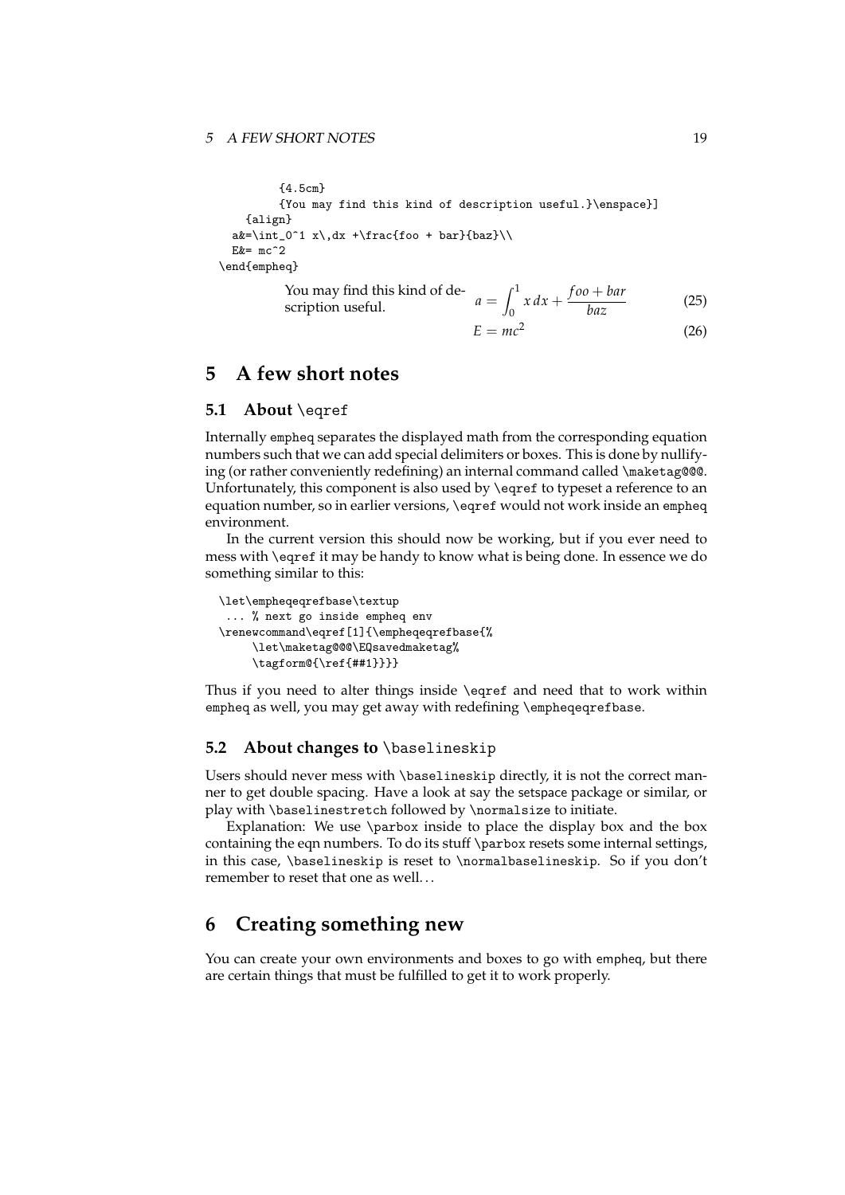```
        {4.5cm}
        {You may find this kind of description useful.}\enspace}]
    {align}
  a&=\int_0^1 x\,dx +\frac{foo + bar}{baz}\\
  E&= mc^2
\end{empheq}
```

You may find this kind of description useful.

$$a = \int_0^1 x\,dx + \frac{foo + bar}{baz} \tag{25}$$

$$E = mc^2 \tag{26}$$

# 5 A few short notes

## 5.1 About `\eqref`

Internally `empheq` separates the displayed math from the corresponding equation numbers such that we can add special delimiters or boxes. This is done by nullifying (or rather conveniently redefining) an internal command called `\maketag@@@`. Unfortunately, this component is also used by `\eqref` to typeset a reference to an equation number, so in earlier versions, `\eqref` would not work inside an `empheq` environment.

In the current version this should now be working, but if you ever need to mess with `\eqref` it may be handy to know what is being done. In essence we do something similar to this:

```
\let\empheqeqrefbase\textup
 ... % next go inside empheq env
\renewcommand\eqref[1]{\empheqeqrefbase{%
     \let\maketag@@@\EQsavedmaketag%
     \tagform@{\ref{##1}}}}
```

Thus if you need to alter things inside `\eqref` and need that to work within `empheq` as well, you may get away with redefining `\empheqeqrefbase`.

## 5.2 About changes to `\baselineskip`

Users should never mess with `\baselineskip` directly, it is not the correct manner to get double spacing. Have a look at say the setspace package or similar, or play with `\baselinestretch` followed by `\normalsize` to initiate.

Explanation: We use `\parbox` inside to place the display box and the box containing the eqn numbers. To do its stuff `\parbox` resets some internal settings, in this case, `\baselineskip` is reset to `\normalbaselineskip`. So if you don't remember to reset that one as well. . .

# 6 Creating something new

You can create your own environments and boxes to go with empheq, but there are certain things that must be fulfilled to get it to work properly.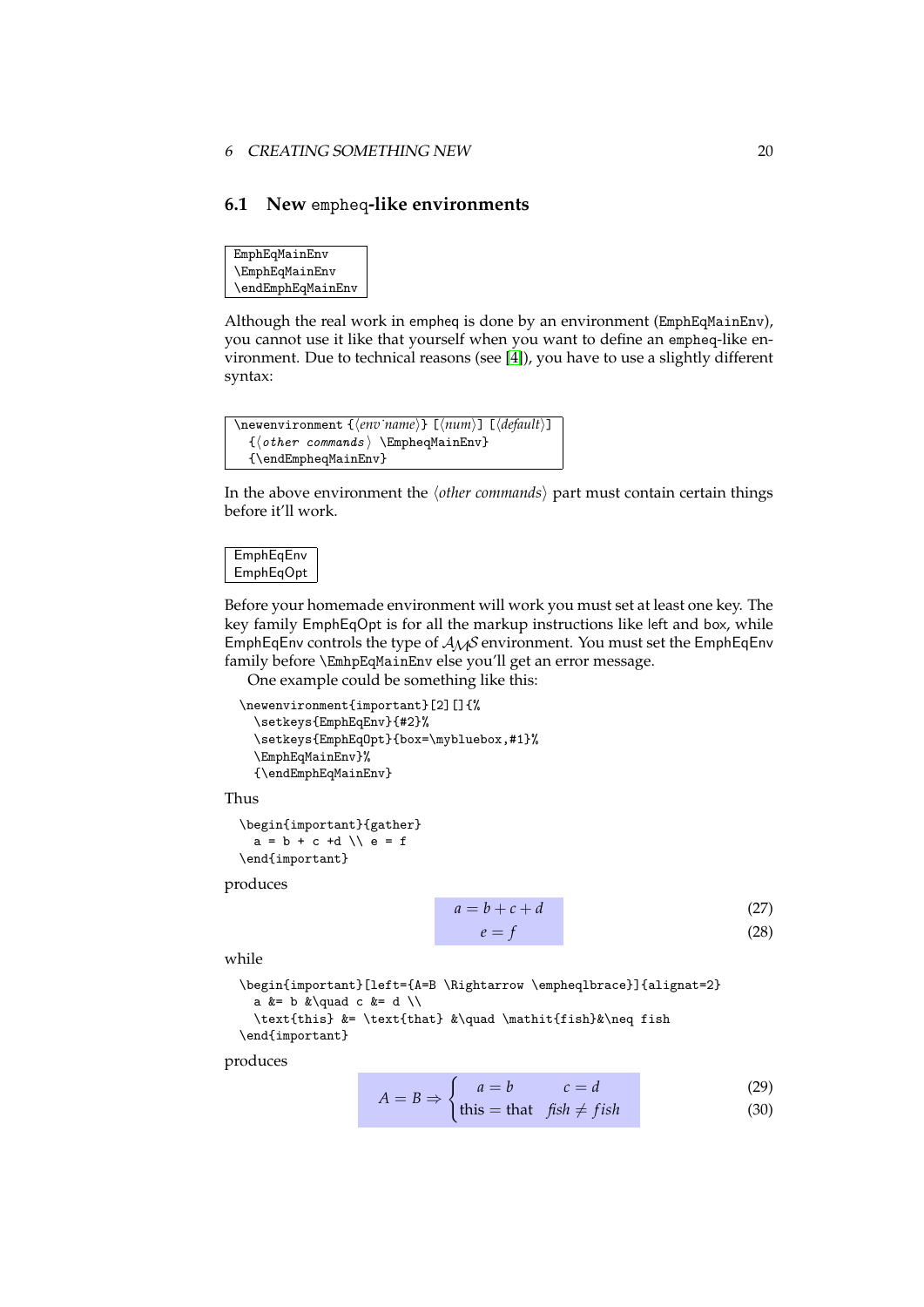## 6.1 New empheq-like environments

```
EmphEqMainEnv
\EmphEqMainEnv
\endEmphEqMainEnv
```

Although the real work in empheq is done by an environment (EmphEqMainEnv), you cannot use it like that yourself when you want to define an empheq-like environment. Due to technical reasons (see [4]), you have to use a slightly different syntax:

```
\newenvironment {⟨env name⟩} [⟨num⟩] [⟨default⟩]
  {⟨other commands⟩ \EmpheqMainEnv}
  {\endEmpheqMainEnv}
```

In the above environment the ⟨*other commands*⟩ part must contain certain things before it'll work.

```
EmphEqEnv
EmphEqOpt
```

Before your homemade environment will work you must set at least one key. The key family EmphEqOpt is for all the markup instructions like left and box, while EmphEqEnv controls the type of $\mathcal{A}\mathcal{M}\mathcal{S}$ environment. You must set the EmphEqEnv family before \EmhpEqMainEnv else you'll get an error message.

One example could be something like this:

```
\newenvironment{important}[2][]{%
  \setkeys{EmphEqEnv}{#2}%
  \setkeys{EmphEqOpt}{box=\mybluebox,#1}%
  \EmphEqMainEnv}%
  {\endEmphEqMainEnv}
```

Thus

```
\begin{important}{gather}
  a = b + c +d \\ e = f
\end{important}
```

produces

$$a = b + c + d \tag{27}$$
$$e = f \tag{28}$$

while

```
\begin{important}[left={A=B \Rightarrow \empheqlbrace}]{alignat=2}
  a &= b &\quad c &= d \\
  \text{this} &= \text{that} &\quad \mathit{fish}&\neq fish
\end{important}
```

produces

$$A = B \Rightarrow \begin{cases} a = b \qquad c = d & (29) \\ \text{this} = \text{that} \quad \mathit{fish} \neq fish & (30) \end{cases}$$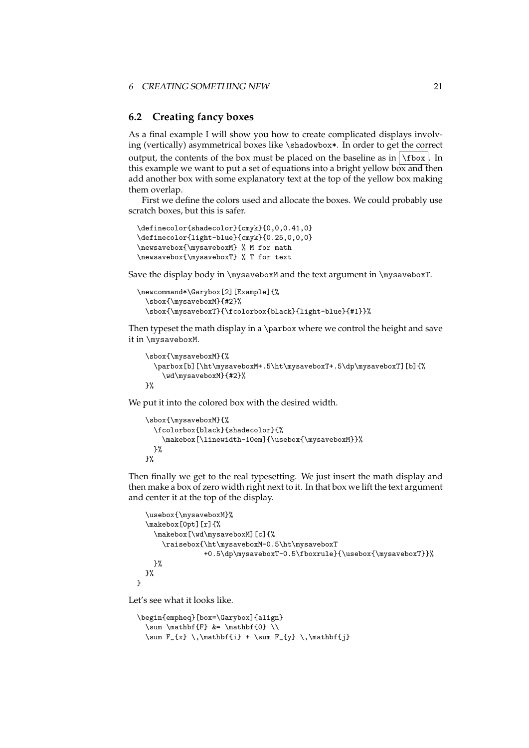## 6.2 Creating fancy boxes

As a final example I will show you how to create complicated displays involving (vertically) asymmetrical boxes like `\shadowbox*`. In order to get the correct output, the contents of the box must be placed on the baseline as in `\fbox`. In this example we want to put a set of equations into a bright yellow box and then add another box with some explanatory text at the top of the yellow box making them overlap.

First we define the colors used and allocate the boxes. We could probably use scratch boxes, but this is safer.

```
\definecolor{shadecolor}{cmyk}{0,0,0.41,0}
\definecolor{light-blue}{cmyk}{0.25,0,0,0}
\newsavebox{\mysaveboxM} % M for math
\newsavebox{\mysaveboxT} % T for text
```

Save the display body in `\mysaveboxM` and the text argument in `\mysaveboxT`.

```
\newcommand*\Garybox[2][Example]{%
  \sbox{\mysaveboxM}{#2}%
  \sbox{\mysaveboxT}{\fcolorbox{black}{light-blue}{#1}}%
```

Then typeset the math display in a `\parbox` where we control the height and save it in `\mysaveboxM`.

```
  \sbox{\mysaveboxM}{%
    \parbox[b][\ht\mysaveboxM+.5\ht\mysaveboxT+.5\dp\mysaveboxT][b]{%
      \wd\mysaveboxM}{#2}%
  }%
```

We put it into the colored box with the desired width.

```
  \sbox{\mysaveboxM}{%
    \fcolorbox{black}{shadecolor}{%
      \makebox[\linewidth-10em]{\usebox{\mysaveboxM}}%
    }%
  }%
```

Then finally we get to the real typesetting. We just insert the math display and then make a box of zero width right next to it. In that box we lift the text argument and center it at the top of the display.

```
  \usebox{\mysaveboxM}%
  \makebox[0pt][r]{%
    \makebox[\wd\mysaveboxM][c]{%
      \raisebox{\ht\mysaveboxM-0.5\ht\mysaveboxT
              +0.5\dp\mysaveboxT-0.5\fboxrule}{\usebox{\mysaveboxT}}%
    }%
  }%
}
```

Let's see what it looks like.

```
\begin{empheq}[box=\Garybox]{align}
  \sum \mathbf{F} &= \mathbf{0} \\
  \sum F_{x} \,\mathbf{i} + \sum F_{y} \,\mathbf{j}
```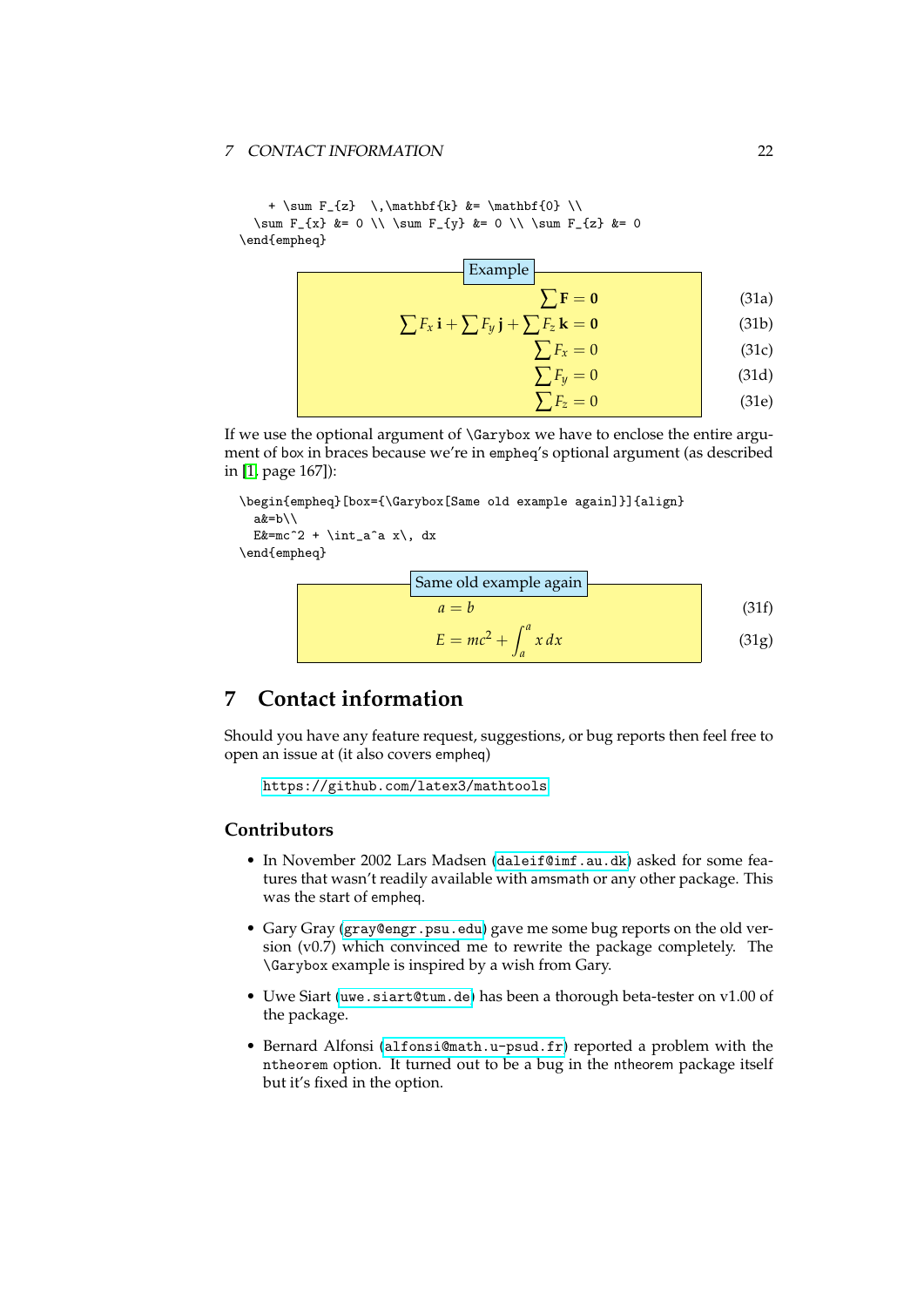```
  + \sum F_{z}  \,\mathbf{k} &= \mathbf{0} \\
 \sum F_{x} &= 0 \\ \sum F_{y} &= 0 \\ \sum F_{z} &= 0
\end{empheq}
```

Example

$$\sum \mathbf{F} = \mathbf{0} \tag{31a}$$

$$\sum F_x \,\mathbf{i} + \sum F_y \,\mathbf{j} + \sum F_z \,\mathbf{k} = \mathbf{0} \tag{31b}$$

$$\sum F_x = 0 \tag{31c}$$

$$\sum F_y = 0 \tag{31d}$$

$$\sum F_z = 0 \tag{31e}$$

If we use the optional argument of `\Garybox` we have to enclose the entire argument of box in braces because we're in empheq's optional argument (as described in [1, page 167]):

```
\begin{empheq}[box={\Garybox[Same old example again]}]{align}
  a&=b\\
  E&=mc^2 + \int_a^a x\, dx
\end{empheq}
```

Same old example again

$$a = b \tag{31f}$$

$$E = mc^2 + \int_a^a x\, dx \tag{31g}$$

## 7 Contact information

Should you have any feature request, suggestions, or bug reports then feel free to open an issue at (it also covers empheq)

https://github.com/latex3/mathtools

### Contributors

- In November 2002 Lars Madsen (daleif@imf.au.dk) asked for some features that wasn't readily available with amsmath or any other package. This was the start of empheq.
- Gary Gray (gray@engr.psu.edu) gave me some bug reports on the old version (v0.7) which convinced me to rewrite the package completely. The `\Garybox` example is inspired by a wish from Gary.
- Uwe Siart (uwe.siart@tum.de) has been a thorough beta-tester on v1.00 of the package.
- Bernard Alfonsi (alfonsi@math.u-psud.fr) reported a problem with the `ntheorem` option. It turned out to be a bug in the ntheorem package itself but it's fixed in the option.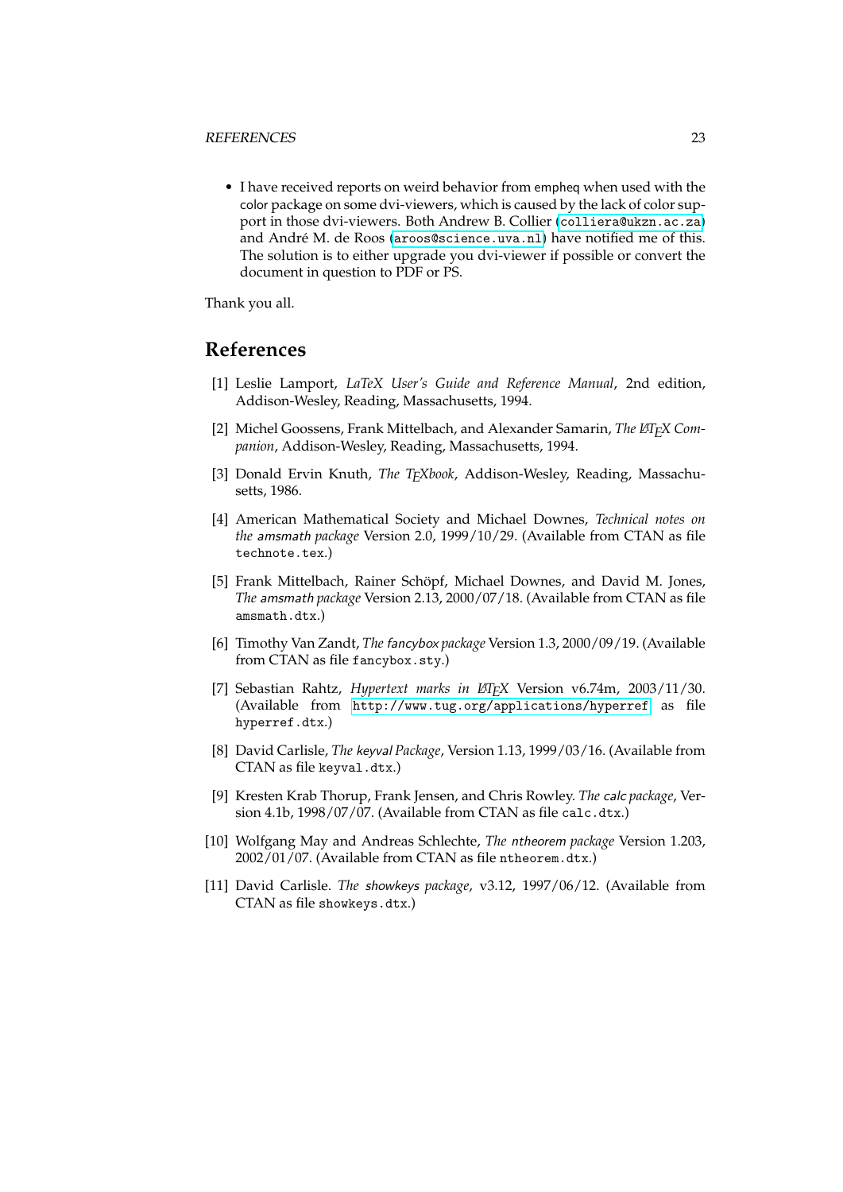- I have received reports on weird behavior from empheq when used with the color package on some dvi-viewers, which is caused by the lack of color support in those dvi-viewers. Both Andrew B. Collier (colliera@ukzn.ac.za) and André M. de Roos (aroos@science.uva.nl) have notified me of this. The solution is to either upgrade you dvi-viewer if possible or convert the document in question to PDF or PS.

Thank you all.

## References

[1] Leslie Lamport, *LaTeX User's Guide and Reference Manual*, 2nd edition, Addison-Wesley, Reading, Massachusetts, 1994.

[2] Michel Goossens, Frank Mittelbach, and Alexander Samarin, *The LaTeX Companion*, Addison-Wesley, Reading, Massachusetts, 1994.

[3] Donald Ervin Knuth, *The TeXbook*, Addison-Wesley, Reading, Massachusetts, 1986.

[4] American Mathematical Society and Michael Downes, *Technical notes on the amsmath package* Version 2.0, 1999/10/29. (Available from CTAN as file `technote.tex`.)

[5] Frank Mittelbach, Rainer Schöpf, Michael Downes, and David M. Jones, *The amsmath package* Version 2.13, 2000/07/18. (Available from CTAN as file `amsmath.dtx`.)

[6] Timothy Van Zandt, *The fancybox package* Version 1.3, 2000/09/19. (Available from CTAN as file `fancybox.sty`.)

[7] Sebastian Rahtz, *Hypertext marks in LaTeX* Version v6.74m, 2003/11/30. (Available from `http://www.tug.org/applications/hyperref` as file `hyperref.dtx`.)

[8] David Carlisle, *The keyval Package*, Version 1.13, 1999/03/16. (Available from CTAN as file `keyval.dtx`.)

[9] Kresten Krab Thorup, Frank Jensen, and Chris Rowley. *The calc package*, Version 4.1b, 1998/07/07. (Available from CTAN as file `calc.dtx`.)

[10] Wolfgang May and Andreas Schlechte, *The ntheorem package* Version 1.203, 2002/01/07. (Available from CTAN as file `ntheorem.dtx`.)

[11] David Carlisle. *The showkeys package*, v3.12, 1997/06/12. (Available from CTAN as file `showkeys.dtx`.)